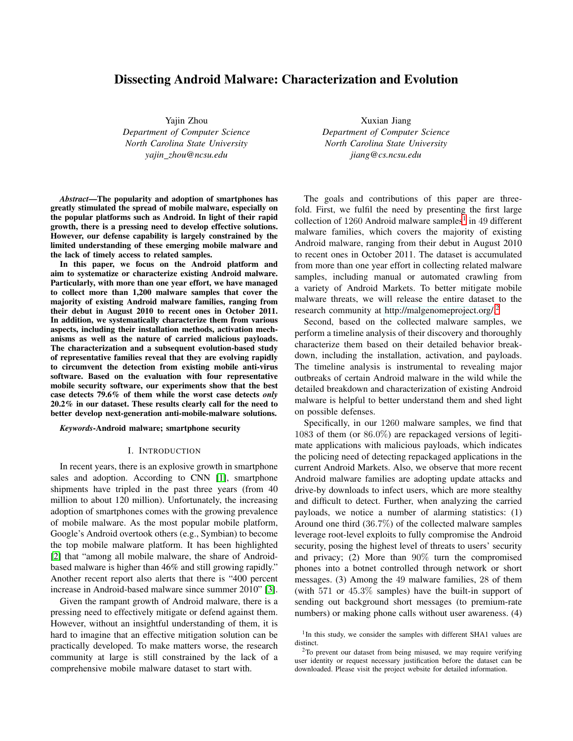# Dissecting Android Malware: Characterization and Evolution

Yajin Zhou
*Department of Computer Science*
*North Carolina State University*
*yajin_zhou@ncsu.edu*

Xuxian Jiang
*Department of Computer Science*
*North Carolina State University*
*jiang@cs.ncsu.edu*

***Abstract*—The popularity and adoption of smartphones has greatly stimulated the spread of mobile malware, especially on the popular platforms such as Android. In light of their rapid growth, there is a pressing need to develop effective solutions. However, our defense capability is largely constrained by the limited understanding of these emerging mobile malware and the lack of timely access to related samples.**

**In this paper, we focus on the Android platform and aim to systematize or characterize existing Android malware. Particularly, with more than one year effort, we have managed to collect more than 1,200 malware samples that cover the majority of existing Android malware families, ranging from their debut in August 2010 to recent ones in October 2011. In addition, we systematically characterize them from various aspects, including their installation methods, activation mechanisms as well as the nature of carried malicious payloads. The characterization and a subsequent evolution-based study of representative families reveal that they are evolving rapidly to circumvent the detection from existing mobile anti-virus software. Based on the evaluation with four representative mobile security software, our experiments show that the best case detects 79.6% of them while the worst case detects *only* 20.2% in our dataset. These results clearly call for the need to better develop next-generation anti-mobile-malware solutions.**

***Keywords*-Android malware; smartphone security**

## I. Introduction

In recent years, there is an explosive growth in smartphone sales and adoption. According to CNN [1], smartphone shipments have tripled in the past three years (from 40 million to about 120 million). Unfortunately, the increasing adoption of smartphones comes with the growing prevalence of mobile malware. As the most popular mobile platform, Google's Android overtook others (e.g., Symbian) to become the top mobile malware platform. It has been highlighted [2] that "among all mobile malware, the share of Android-based malware is higher than 46% and still growing rapidly." Another recent report also alerts that there is "400 percent increase in Android-based malware since summer 2010" [3].

Given the rampant growth of Android malware, there is a pressing need to effectively mitigate or defend against them. However, without an insightful understanding of them, it is hard to imagine that an effective mitigation solution can be practically developed. To make matters worse, the research community at large is still constrained by the lack of a comprehensive mobile malware dataset to start with.

The goals and contributions of this paper are three-fold. First, we fulfil the need by presenting the first large collection of 1260 Android malware samples[1] in 49 different malware families, which covers the majority of existing Android malware, ranging from their debut in August 2010 to recent ones in October 2011. The dataset is accumulated from more than one year effort in collecting related malware samples, including manual or automated crawling from a variety of Android Markets. To better mitigate mobile malware threats, we will release the entire dataset to the research community at http://malgenomeproject.org/.[2]

Second, based on the collected malware samples, we perform a timeline analysis of their discovery and thoroughly characterize them based on their detailed behavior breakdown, including the installation, activation, and payloads. The timeline analysis is instrumental to revealing major outbreaks of certain Android malware in the wild while the detailed breakdown and characterization of existing Android malware is helpful to better understand them and shed light on possible defenses.

Specifically, in our 1260 malware samples, we find that 1083 of them (or 86.0%) are repackaged versions of legitimate applications with malicious payloads, which indicates the policing need of detecting repackaged applications in the current Android Markets. Also, we observe that more recent Android malware families are adopting update attacks and drive-by downloads to infect users, which are more stealthy and difficult to detect. Further, when analyzing the carried payloads, we notice a number of alarming statistics: (1) Around one third (36.7%) of the collected malware samples leverage root-level exploits to fully compromise the Android security, posing the highest level of threats to users' security and privacy; (2) More than 90% turn the compromised phones into a botnet controlled through network or short messages. (3) Among the 49 malware families, 28 of them (with 571 or 45.3% samples) have the built-in support of sending out background short messages (to premium-rate numbers) or making phone calls without user awareness. (4)

[1] In this study, we consider the samples with different SHA1 values are distinct.

[2] To prevent our dataset from being misused, we may require verifying user identity or request necessary justification before the dataset can be downloaded. Please visit the project website for detailed information.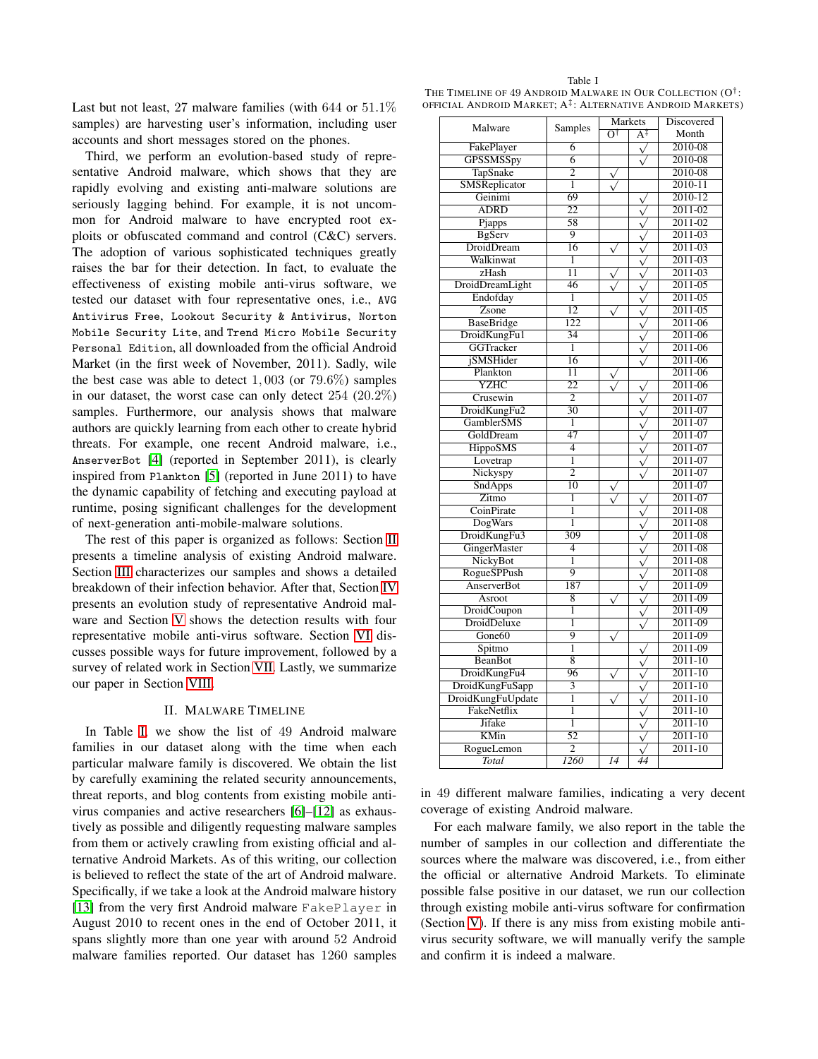Last but not least, 27 malware families (with 644 or 51.1% samples) are harvesting user's information, including user accounts and short messages stored on the phones.

Third, we perform an evolution-based study of representative Android malware, which shows that they are rapidly evolving and existing anti-malware solutions are seriously lagging behind. For example, it is not uncommon for Android malware to have encrypted root exploits or obfuscated command and control (C&C) servers. The adoption of various sophisticated techniques greatly raises the bar for their detection. In fact, to evaluate the effectiveness of existing mobile anti-virus software, we tested our dataset with four representative ones, i.e., `AVG Antivirus Free`, `Lookout Security & Antivirus`, `Norton Mobile Security Lite`, and `Trend Micro Mobile Security Personal Edition`, all downloaded from the official Android Market (in the first week of November, 2011). Sadly, wile the best case was able to detect 1,003 (or 79.6%) samples in our dataset, the worst case can only detect 254 (20.2%) samples. Furthermore, our analysis shows that malware authors are quickly learning from each other to create hybrid threats. For example, one recent Android malware, i.e., `AnserverBot` [4] (reported in September 2011), is clearly inspired from `Plankton` [5] (reported in June 2011) to have the dynamic capability of fetching and executing payload at runtime, posing significant challenges for the development of next-generation anti-mobile-malware solutions.

The rest of this paper is organized as follows: Section II presents a timeline analysis of existing Android malware. Section III characterizes our samples and shows a detailed breakdown of their infection behavior. After that, Section IV presents an evolution study of representative Android malware and Section V shows the detection results with four representative mobile anti-virus software. Section VI discusses possible ways for future improvement, followed by a survey of related work in Section VII. Lastly, we summarize our paper in Section VIII.

## II. Malware Timeline

In Table I, we show the list of 49 Android malware families in our dataset along with the time when each particular malware family is discovered. We obtain the list by carefully examining the related security announcements, threat reports, and blog contents from existing mobile anti-virus companies and active researchers [6]–[12] as exhaustively as possible and diligently requesting malware samples from them or actively crawling from existing official and alternative Android Markets. As of this writing, our collection is believed to reflect the state of the art of Android malware. Specifically, if we take a look at the Android malware history [13] from the very first Android malware `FakePlayer` in August 2010 to recent ones in the end of October 2011, it spans slightly more than one year with around 52 Android malware families reported. Our dataset has 1260 samples in 49 different malware families, indicating a very decent coverage of existing Android malware.

Table I
The Timeline of 49 Android Malware in Our Collection (O[†]: Official Android Market; A[‡]: Alternative Android Markets)

| Malware | Samples | Markets | | Discovered Month |
|---|---|---|---|---|
| | | O[†] | A[‡] | |
| FakePlayer | 6 | | √ | 2010-08 |
| GPSSMSSpy | 6 | | √ | 2010-08 |
| TapSnake | 2 | √ | | 2010-08 |
| SMSReplicator | 1 | √ | | 2010-11 |
| Geinimi | 69 | | √ | 2010-12 |
| ADRD | 22 | | √ | 2011-02 |
| Pjapps | 58 | | √ | 2011-02 |
| BgServ | 9 | | √ | 2011-03 |
| DroidDream | 16 | √ | √ | 2011-03 |
| Walkinwat | 1 | | √ | 2011-03 |
| zHash | 11 | √ | √ | 2011-03 |
| DroidDreamLight | 46 | √ | √ | 2011-05 |
| Endofday | 1 | | √ | 2011-05 |
| Zsone | 12 | √ | √ | 2011-05 |
| BaseBridge | 122 | | √ | 2011-06 |
| DroidKungFu1 | 34 | | √ | 2011-06 |
| GGTracker | 1 | | √ | 2011-06 |
| jSMSHider | 16 | | √ | 2011-06 |
| Plankton | 11 | √ | | 2011-06 |
| YZHC | 22 | √ | √ | 2011-06 |
| Crusewin | 2 | | √ | 2011-07 |
| DroidKungFu2 | 30 | | √ | 2011-07 |
| GamblerSMS | 1 | | √ | 2011-07 |
| GoldDream | 47 | | √ | 2011-07 |
| HippoSMS | 4 | | √ | 2011-07 |
| Lovetrap | 1 | | √ | 2011-07 |
| Nickyspy | 2 | | √ | 2011-07 |
| SndApps | 10 | √ | | 2011-07 |
| Zitmo | 1 | √ | √ | 2011-07 |
| CoinPirate | 1 | | √ | 2011-08 |
| DogWars | 1 | | √ | 2011-08 |
| DroidKungFu3 | 309 | | √ | 2011-08 |
| GingerMaster | 4 | | √ | 2011-08 |
| NickyBot | 1 | | √ | 2011-08 |
| RogueSPPush | 9 | | √ | 2011-08 |
| AnserverBot | 187 | | √ | 2011-09 |
| Asroot | 8 | √ | √ | 2011-09 |
| DroidCoupon | 1 | | √ | 2011-09 |
| DroidDeluxe | 1 | | √ | 2011-09 |
| Gone60 | 9 | √ | | 2011-09 |
| Spitmo | 1 | | √ | 2011-09 |
| BeanBot | 8 | | √ | 2011-10 |
| DroidKungFu4 | 96 | √ | √ | 2011-10 |
| DroidKungFuSapp | 3 | | √ | 2011-10 |
| DroidKungFuUpdate | 1 | √ | √ | 2011-10 |
| FakeNetflix | 1 | | √ | 2011-10 |
| Jifake | 1 | | √ | 2011-10 |
| KMin | 52 | | √ | 2011-10 |
| RogueLemon | 2 | | √ | 2011-10 |
| *Total* | *1260* | *14* | *44* | |

For each malware family, we also report in the table the number of samples in our collection and differentiate the sources where the malware was discovered, i.e., from either the official or alternative Android Markets. To eliminate possible false positive in our dataset, we run our collection through existing mobile anti-virus software for confirmation (Section V). If there is any miss from existing mobile anti-virus security software, we will manually verify the sample and confirm it is indeed a malware.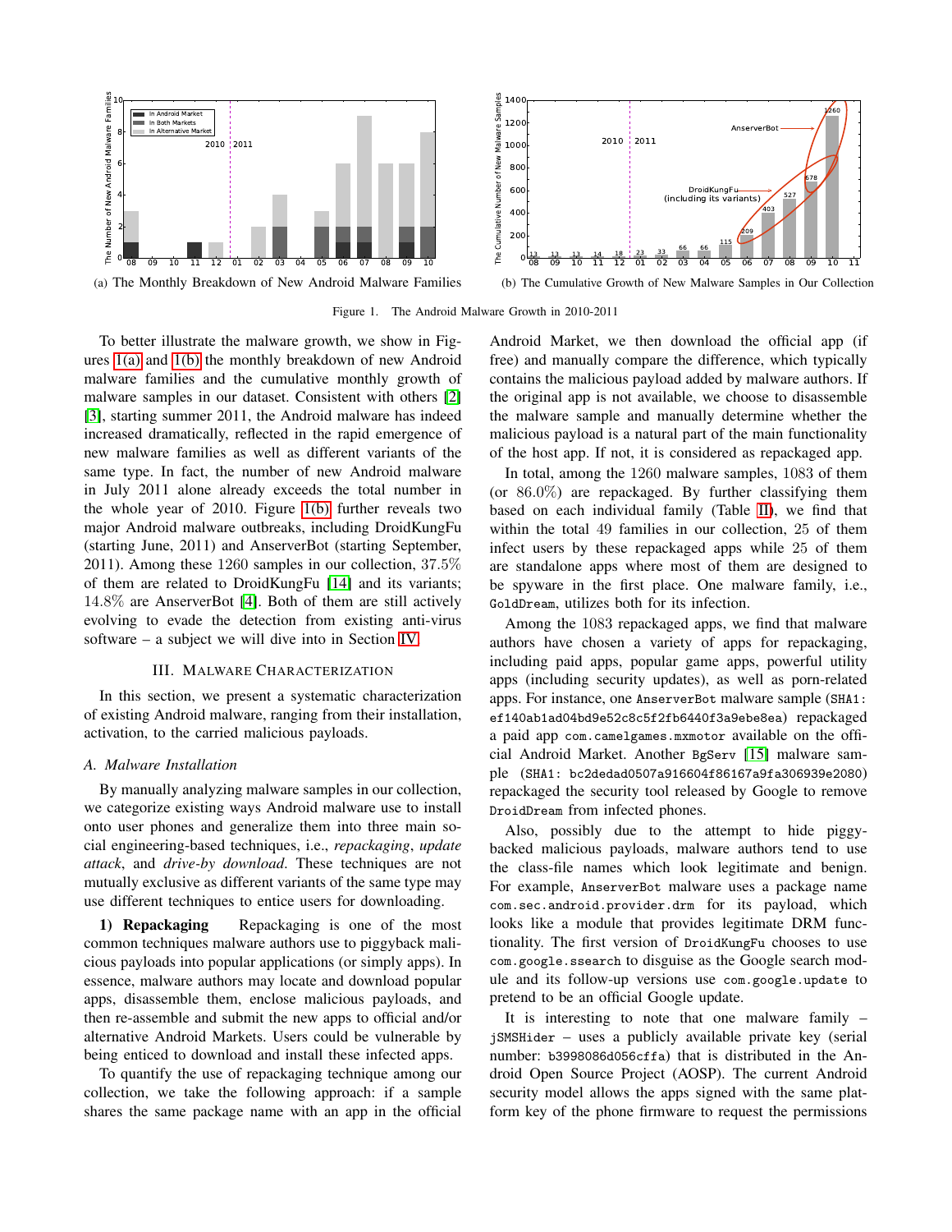(a) The Monthly Breakdown of New Android Malware Families

(b) The Cumulative Growth of New Malware Samples in Our Collection

Figure 1. The Android Malware Growth in 2010-2011

To better illustrate the malware growth, we show in Figures 1(a) and 1(b) the monthly breakdown of new Android malware families and the cumulative monthly growth of malware samples in our dataset. Consistent with others [2] [3], starting summer 2011, the Android malware has indeed increased dramatically, reflected in the rapid emergence of new malware families as well as different variants of the same type. In fact, the number of new Android malware in July 2011 alone already exceeds the total number in the whole year of 2010. Figure 1(b) further reveals two major Android malware outbreaks, including DroidKungFu (starting June, 2011) and AnserverBot (starting September, 2011). Among these 1260 samples in our collection, 37.5% of them are related to DroidKungFu [14] and its variants; 14.8% are AnserverBot [4]. Both of them are still actively evolving to evade the detection from existing anti-virus software – a subject we will dive into in Section IV.

## III. Malware Characterization

In this section, we present a systematic characterization of existing Android malware, ranging from their installation, activation, to the carried malicious payloads.

### A. Malware Installation

By manually analyzing malware samples in our collection, we categorize existing ways Android malware use to install onto user phones and generalize them into three main social engineering-based techniques, i.e., *repackaging*, *update attack*, and *drive-by download*. These techniques are not mutually exclusive as different variants of the same type may use different techniques to entice users for downloading.

**1) Repackaging** Repackaging is one of the most common techniques malware authors use to piggyback malicious payloads into popular applications (or simply apps). In essence, malware authors may locate and download popular apps, disassemble them, enclose malicious payloads, and then re-assemble and submit the new apps to official and/or alternative Android Markets. Users could be vulnerable by being enticed to download and install these infected apps.

To quantify the use of repackaging technique among our collection, we take the following approach: if a sample shares the same package name with an app in the official Android Market, we then download the official app (if free) and manually compare the difference, which typically contains the malicious payload added by malware authors. If the original app is not available, we choose to disassemble the malware sample and manually determine whether the malicious payload is a natural part of the main functionality of the host app. If not, it is considered as repackaged app.

In total, among the 1260 malware samples, 1083 of them (or 86.0%) are repackaged. By further classifying them based on each individual family (Table II), we find that within the total 49 families in our collection, 25 of them infect users by these repackaged apps while 25 of them are standalone apps where most of them are designed to be spyware in the first place. One malware family, i.e., `GoldDream`, utilizes both for its infection.

Among the 1083 repackaged apps, we find that malware authors have chosen a variety of apps for repackaging, including paid apps, popular game apps, powerful utility apps (including security updates), as well as porn-related apps. For instance, one `AnserverBot` malware sample (`SHA1: ef140ab1ad04bd9e52c8c5f2fb6440f3a9ebe8ea`) repackaged a paid app `com.camelgames.mxmotor` available on the official Android Market. Another `BgServ` [15] malware sample (`SHA1: bc2dedad0507a916604f86167a9fa306939e2080`) repackaged the security tool released by Google to remove `DroidDream` from infected phones.

Also, possibly due to the attempt to hide piggybacked malicious payloads, malware authors tend to use the class-file names which look legitimate and benign. For example, `AnserverBot` malware uses a package name `com.sec.android.provider.drm` for its payload, which looks like a module that provides legitimate DRM functionality. The first version of `DroidKungFu` chooses to use `com.google.ssearch` to disguise as the Google search module and its follow-up versions use `com.google.update` to pretend to be an official Google update.

It is interesting to note that one malware family – `jSMSHider` – uses a publicly available private key (serial number: `b3998086d056cffa`) that is distributed in the Android Open Source Project (AOSP). The current Android security model allows the apps signed with the same platform key of the phone firmware to request the permissions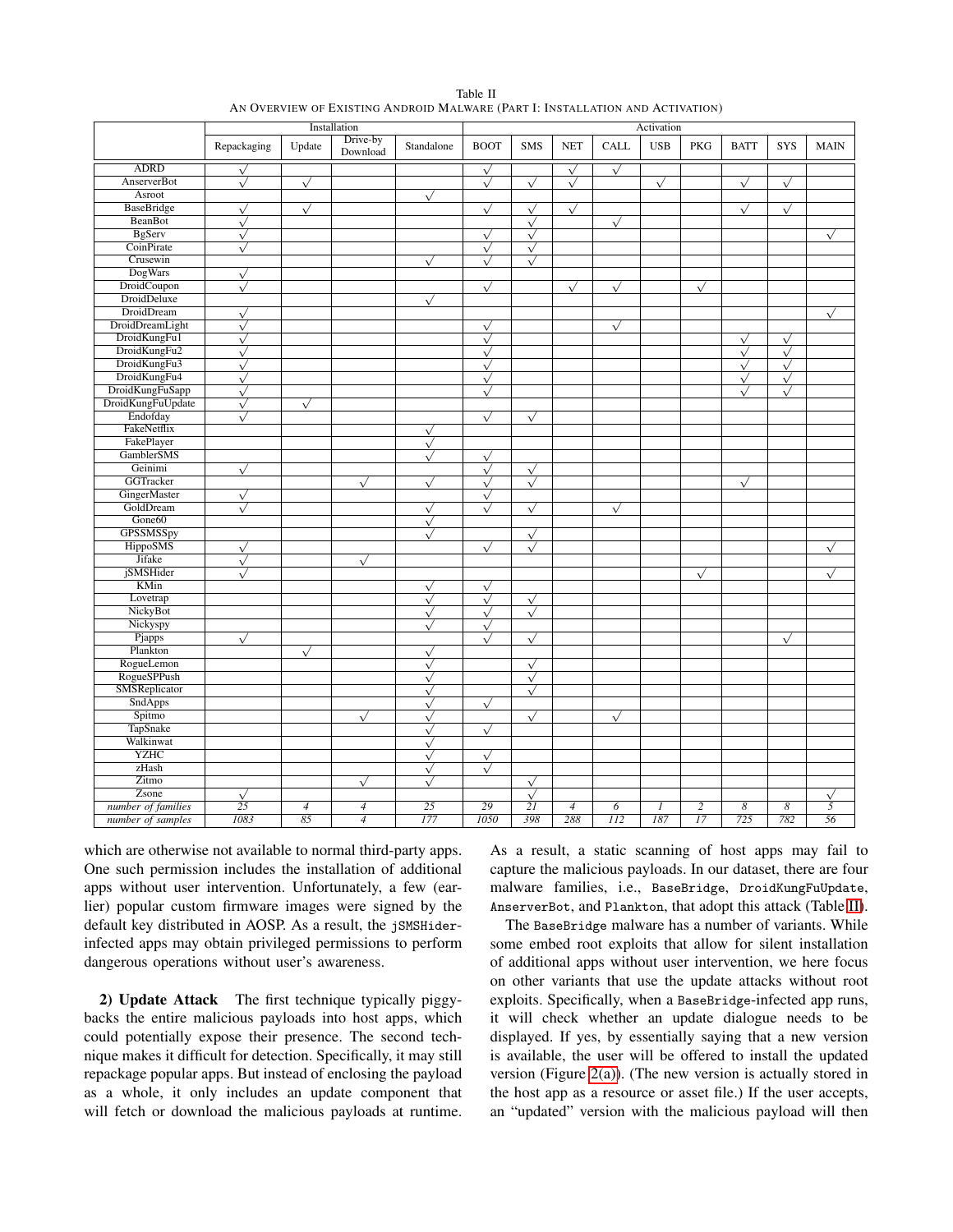Table II
AN OVERVIEW OF EXISTING ANDROID MALWARE (PART I: INSTALLATION AND ACTIVATION)

| | Installation | | | | Activation | | | | | | | | |
|---|---|---|---|---|---|---|---|---|---|---|---|---|---|
| | Repackaging | Update | Drive-by Download | Standalone | BOOT | SMS | NET | CALL | USB | PKG | BATT | SYS | MAIN |
| ADRD | √ | | | | √ | | √ | √ | | | | | |
| AnserverBot | √ | √ | | | √ | √ | √ | | √ | | √ | √ | |
| Asroot | | | | √ | | | | | | | | | |
| BaseBridge | √ | √ | | | √ | √ | √ | | | | √ | √ | |
| BeanBot | √ | | | | | √ | | √ | | | | | |
| BgServ | √ | | | | √ | √ | | | | | | | √ |
| CoinPirate | √ | | | | √ | √ | | | | | | | |
| Crusewin | | | | √ | √ | √ | | | | | | | |
| DogWars | √ | | | | | | | | | | | | |
| DroidCoupon | √ | | | | √ | | √ | √ | | √ | | | |
| DroidDeluxe | | | | √ | | | | | | | | | |
| DroidDream | √ | | | | | | | | | | | | √ |
| DroidDreamLight | √ | | | | √ | | | √ | | | | | |
| DroidKungFu1 | √ | | | | √ | | | | | | √ | √ | |
| DroidKungFu2 | √ | | | | √ | | | | | | √ | √ | |
| DroidKungFu3 | √ | | | | √ | | | | | | √ | √ | |
| DroidKungFu4 | √ | | | | √ | | | | | | √ | √ | |
| DroidKungFuSapp | √ | | | | √ | | | | | | √ | √ | |
| DroidKungFuUpdate | √ | √ | | | | | | | | | | | |
| Endofday | √ | | | | √ | √ | | | | | | | |
| FakeNetflix | | | | √ | | | | | | | | | |
| FakePlayer | | | | √ | | | | | | | | | |
| GamblerSMS | | | | √ | √ | | | | | | | | |
| Geinimi | √ | | | | √ | √ | | | | | | | |
| GGTracker | | | √ | √ | √ | √ | | | | | √ | | |
| GingerMaster | √ | | | | √ | | | | | | | | |
| GoldDream | √ | | | √ | √ | √ | | √ | | | | | |
| Gone60 | | | | √ | | | | | | | | | |
| GPSSMSSpy | | | | √ | | √ | | | | | | | |
| HippoSMS | √ | | | | √ | √ | | | | | | | √ |
| Jifake | √ | | √ | | | | | | | | | | |
| jSMSHider | √ | | | | | | | | | √ | | | √ |
| KMin | | | | √ | √ | | | | | | | | |
| Lovetrap | | | | √ | √ | √ | | | | | | | |
| NickyBot | | | | √ | √ | √ | | | | | | | |
| Nickyspy | | | | √ | √ | | | | | | | | |
| Pjapps | √ | | | | √ | √ | | | | | | √ | |
| Plankton | | √ | | √ | | | | | | | | | |
| RogueLemon | | | | √ | | √ | | | | | | | |
| RogueSPPush | | | | √ | | √ | | | | | | | |
| SMSReplicator | | | | √ | | √ | | | | | | | |
| SndApps | | | | √ | √ | | | | | | | | |
| Spitmo | | | √ | √ | | √ | | √ | | | | | |
| TapSnake | | | | √ | √ | | | | | | | | |
| Walkinwat | | | | √ | | | | | | | | | |
| YZHC | | | | √ | √ | | | | | | | | |
| zHash | | | | √ | √ | | | | | | | | |
| Zitmo | | | √ | √ | | √ | | | | | | | |
| Zsone | √ | | | | | √ | | | | | | | √ |
| *number of families* | *25* | *4* | *4* | *25* | *29* | *21* | *4* | *6* | *1* | *2* | *8* | *8* | *5* |
| *number of samples* | *1083* | *85* | *4* | *177* | *1050* | *398* | *288* | *112* | *187* | *17* | *725* | *782* | *56* |

which are otherwise not available to normal third-party apps. One such permission includes the installation of additional apps without user intervention. Unfortunately, a few (earlier) popular custom firmware images were signed by the default key distributed in AOSP. As a result, the jSMSHider-infected apps may obtain privileged permissions to perform dangerous operations without user's awareness.

**2) Update Attack** The first technique typically piggybacks the entire malicious payloads into host apps, which could potentially expose their presence. The second technique makes it difficult for detection. Specifically, it may still repackage popular apps. But instead of enclosing the payload as a whole, it only includes an update component that will fetch or download the malicious payloads at runtime. As a result, a static scanning of host apps may fail to capture the malicious payloads. In our dataset, there are four malware families, i.e., BaseBridge, DroidKungFuUpdate, AnserverBot, and Plankton, that adopt this attack (Table II).

The BaseBridge malware has a number of variants. While some embed root exploits that allow for silent installation of additional apps without user intervention, we here focus on other variants that use the update attacks without root exploits. Specifically, when a BaseBridge-infected app runs, it will check whether an update dialogue needs to be displayed. If yes, by essentially saying that a new version is available, the user will be offered to install the updated version (Figure 2(a)). (The new version is actually stored in the host app as a resource or asset file.) If the user accepts, an "updated" version with the malicious payload will then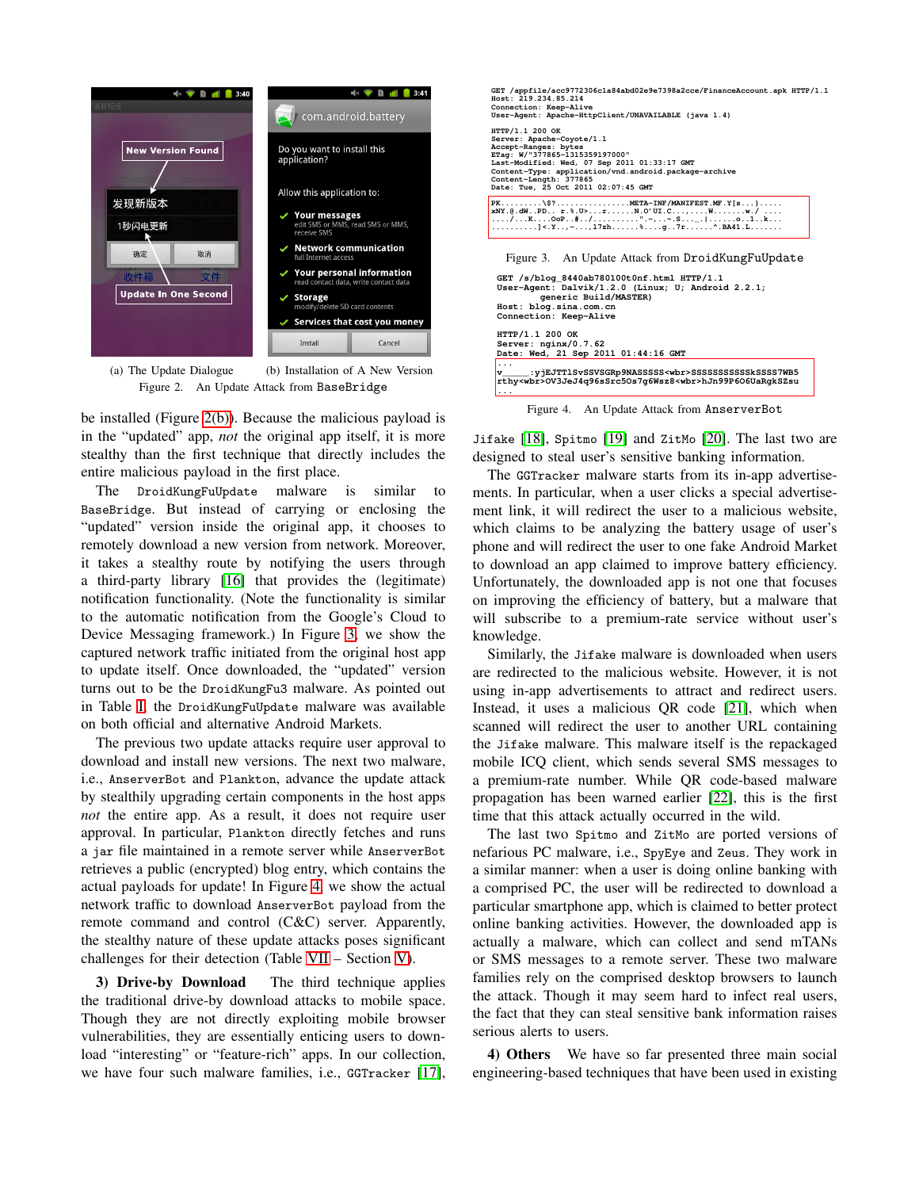(a) The Update Dialogue (b) Installation of A New Version

Figure 2. An Update Attack from BaseBridge

be installed (Figure 2(b)). Because the malicious payload is in the "updated" app, *not* the original app itself, it is more stealthy than the first technique that directly includes the entire malicious payload in the first place.

The DroidKungFuUpdate malware is similar to BaseBridge. But instead of carrying or enclosing the "updated" version inside the original app, it chooses to remotely download a new version from network. Moreover, it takes a stealthy route by notifying the users through a third-party library [16] that provides the (legitimate) notification functionality. (Note the functionality is similar to the automatic notification from the Google's Cloud to Device Messaging framework.) In Figure 3, we show the captured network traffic initiated from the original host app to update itself. Once downloaded, the "updated" version turns out to be the DroidKungFu3 malware. As pointed out in Table I, the DroidKungFuUpdate malware was available on both official and alternative Android Markets.

The previous two update attacks require user approval to download and install new versions. The next two malware, i.e., AnserverBot and Plankton, advance the update attack by stealthily upgrading certain components in the host apps *not* the entire app. As a result, it does not require user approval. In particular, Plankton directly fetches and runs a jar file maintained in a remote server while AnserverBot retrieves a public (encrypted) blog entry, which contains the actual payloads for update! In Figure 4, we show the actual network traffic to download AnserverBot payload from the remote command and control (C&C) server. Apparently, the stealthy nature of these update attacks poses significant challenges for their detection (Table VII – Section V).

**3) Drive-by Download** The third technique applies the traditional drive-by download attacks to mobile space. Though they are not directly exploiting mobile browser vulnerabilities, they are essentially enticing users to download "interesting" or "feature-rich" apps. In our collection, we have four such malware families, i.e., GGTracker [17],

```
GET /appfile/acc9772306c1a84abd02e9e7398a2cce/FinanceAccount.apk HTTP/1.1
Host: 219.234.85.214
Connection: Keep-Alive
User-Agent: Apache-HttpClient/UNAVAILABLE (java 1.4)

HTTP/1.1 200 OK
Server: Apache-Coyote/1.1
Accept-Ranges: bytes
ETag: W/"377865-1315359197000"
Last-Modified: Wed, 07 Sep 2011 01:33:17 GMT
Content-Type: application/vnd.android.package-archive
Content-Length: 377865
Date: Tue, 25 Oct 2011 02:07:45 GMT

PK.........\$?................META-INF/MANIFEST.MF.Y[s...).....
xNY.@.dW..PD.. r.%.U>....r......N.O'UI.C........W.......w./ ....
..../...K....OoP..#../..........".-,..~.S..._.|......o..1..k...
..........]<.Y...-...,17zh......%....g..7r......^.BA41.L.......
```

Figure 3. An Update Attack from DroidKungFuUpdate

```
GET /s/blog_8440ab780100t0nf.html HTTP/1.1
User-Agent: Dalvik/1.2.0 (Linux; U; Android 2.2.1;
        generic Build/MASTER)
Host: blog.sina.com.cn
Connection: Keep-Alive

HTTP/1.1 200 OK
Server: nginx/0.7.62
Date: Wed, 21 Sep 2011 01:44:16 GMT
...
v______:yjEJTT1SvSSVSGRp9NASSSSS<wbr>SSSSSSSSSSSkSSSS7WB5
rthy<wbr>OV3JeJ4q96sSrc5Os7g6Wsz8<wbr>hJn99P6O6UaRgkSZsu
...
```

Figure 4. An Update Attack from AnserverBot

Jifake [18], Spitmo [19] and ZitMo [20]. The last two are designed to steal user's sensitive banking information.

The GGTracker malware starts from its in-app advertisements. In particular, when a user clicks a special advertisement link, it will redirect the user to a malicious website, which claims to be analyzing the battery usage of user's phone and will redirect the user to one fake Android Market to download an app claimed to improve battery efficiency. Unfortunately, the downloaded app is not one that focuses on improving the efficiency of battery, but a malware that will subscribe to a premium-rate service without user's knowledge.

Similarly, the Jifake malware is downloaded when users are redirected to the malicious website. However, it is not using in-app advertisements to attract and redirect users. Instead, it uses a malicious QR code [21], which when scanned will redirect the user to another URL containing the Jifake malware. This malware itself is the repackaged mobile ICQ client, which sends several SMS messages to a premium-rate number. While QR code-based malware propagation has been warned earlier [22], this is the first time that this attack actually occurred in the wild.

The last two Spitmo and ZitMo are ported versions of nefarious PC malware, i.e., SpyEye and Zeus. They work in a similar manner: when a user is doing online banking with a comprised PC, the user will be redirected to download a particular smartphone app, which is claimed to better protect online banking activities. However, the downloaded app is actually a malware, which can collect and send mTANs or SMS messages to a remote server. These two malware families rely on the comprised desktop browsers to launch the attack. Though it may seem hard to infect real users, the fact that they can steal sensitive bank information raises serious alerts to users.

**4) Others** We have so far presented three main social engineering-based techniques that have been used in existing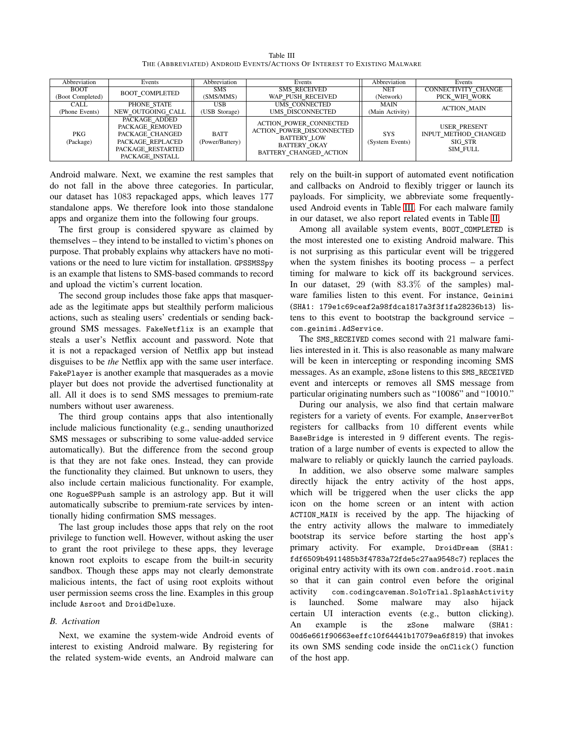Table III
THE (ABBREVIATED) ANDROID EVENTS/ACTIONS OF INTEREST TO EXISTING MALWARE

| Abbreviation | Events | Abbreviation | Events | Abbreviation | Events |
|---|---|---|---|---|---|
| BOOT (Boot Completed) | BOOT_COMPLETED | SMS (SMS/MMS) | SMS_RECEIVED<br>WAP_PUSH_RECEIVED | NET (Network) | CONNECTIVITY_CHANGE<br>PICK_WIFI_WORK |
| CALL (Phone Events) | PHONE_STATE<br>NEW_OUTGOING_CALL | USB (USB Storage) | UMS_CONNECTED<br>UMS_DISCONNECTED | MAIN (Main Activity) | ACTION_MAIN |
| PKG (Package) | PACKAGE_ADDED<br>PACKAGE_REMOVED<br>PACKAGE_CHANGED<br>PACKAGE_REPLACED<br>PACKAGE_RESTARTED<br>PACKAGE_INSTALL | BATT (Power/Battery) | ACTION_POWER_CONNECTED<br>ACTION_POWER_DISCONNECTED<br>BATTERY_LOW<br>BATTERY_OKAY<br>BATTERY_CHANGED_ACTION | SYS (System Events) | USER_PRESENT<br>INPUT_METHOD_CHANGED<br>SIG_STR<br>SIM_FULL |

Android malware. Next, we examine the rest samples that do not fall in the above three categories. In particular, our dataset has 1083 repackaged apps, which leaves 177 standalone apps. We therefore look into those standalone apps and organize them into the following four groups.

The first group is considered spyware as claimed by themselves – they intend to be installed to victim's phones on purpose. That probably explains why attackers have no motivations or the need to lure victim for installation. `GPSSMSSpy` is an example that listens to SMS-based commands to record and upload the victim's current location.

The second group includes those fake apps that masquerade as the legitimate apps but stealthily perform malicious actions, such as stealing users' credentials or sending background SMS messages. `FakeNetflix` is an example that steals a user's Netflix account and password. Note that it is not a repackaged version of Netflix app but instead disguises to be *the* Netflix app with the same user interface. `FakePlayer` is another example that masquerades as a movie player but does not provide the advertised functionality at all. All it does is to send SMS messages to premium-rate numbers without user awareness.

The third group contains apps that also intentionally include malicious functionality (e.g., sending unauthorized SMS messages or subscribing to some value-added service automatically). But the difference from the second group is that they are not fake ones. Instead, they can provide the functionality they claimed. But unknown to users, they also include certain malicious functionality. For example, one `RogueSPPush` sample is an astrology app. But it will automatically subscribe to premium-rate services by intentionally hiding confirmation SMS messages.

The last group includes those apps that rely on the root privilege to function well. However, without asking the user to grant the root privilege to these apps, they leverage known root exploits to escape from the built-in security sandbox. Though these apps may not clearly demonstrate malicious intents, the fact of using root exploits without user permission seems cross the line. Examples in this group include `Asroot` and `DroidDeluxe`.

### B. Activation

Next, we examine the system-wide Android events of interest to existing Android malware. By registering for the related system-wide events, an Android malware can rely on the built-in support of automated event notification and callbacks on Android to flexibly trigger or launch its payloads. For simplicity, we abbreviate some frequently-used Android events in Table III. For each malware family in our dataset, we also report related events in Table II.

Among all available system events, `BOOT_COMPLETED` is the most interested one to existing Android malware. This is not surprising as this particular event will be triggered when the system finishes its booting process – a perfect timing for malware to kick off its background services. In our dataset, 29 (with 83.3% of the samples) malware families listen to this event. For instance, `Geinimi` (`SHA1: 179e1c69ceaf2a98fdca1817a3f3f1fa28236b13`) listens to this event to bootstrap the background service – `com.geinimi.AdService`.

The `SMS_RECEIVED` comes second with 21 malware families interested in it. This is also reasonable as many malware will be keen in intercepting or responding incoming SMS messages. As an example, `zSone` listens to this `SMS_RECEIVED` event and intercepts or removes all SMS message from particular originating numbers such as "10086" and "10010."

During our analysis, we also find that certain malware registers for a variety of events. For example, `AnserverBot` registers for callbacks from 10 different events while `BaseBridge` is interested in 9 different events. The registration of a large number of events is expected to allow the malware to reliably or quickly launch the carried payloads.

In addition, we also observe some malware samples directly hijack the entry activity of the host apps, which will be triggered when the user clicks the app icon on the home screen or an intent with action `ACTION_MAIN` is received by the app. The hijacking of the entry activity allows the malware to immediately bootstrap its service before starting the host app's primary activity. For example, `DroidDream` (`SHA1: fdf6509b4911485b3f4783a72fde5c27aa9548c7`) replaces the original entry activity with its own `com.android.root.main` so that it can gain control even before the original activity `com.codingcaveman.SoloTrial.SplashActivity` is launched. Some malware may also hijack certain UI interaction events (e.g., button clicking). An example is the `zSone` malware (`SHA1: 00d6e661f90663eeffc10f64441b17079ea6f819`) that invokes its own SMS sending code inside the `onClick()` function of the host app.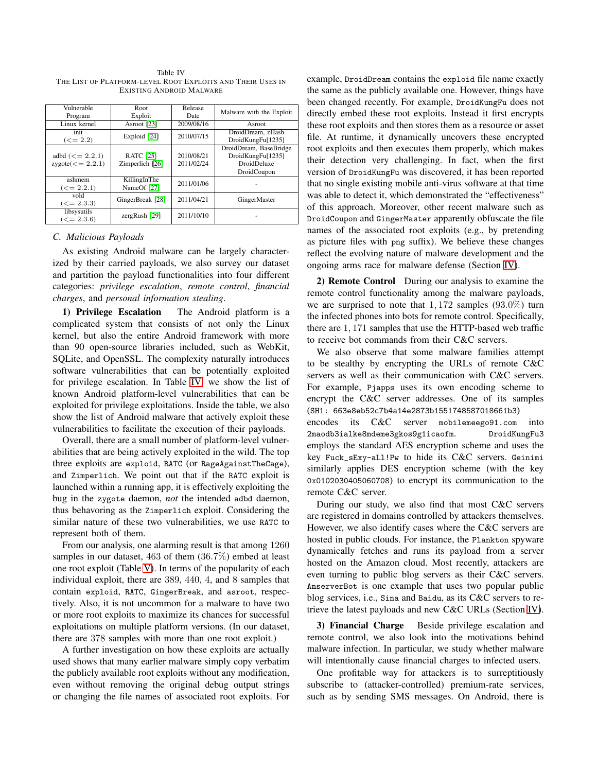Table IV
THE LIST OF PLATFORM-LEVEL ROOT EXPLOITS AND THEIR USES IN EXISTING ANDROID MALWARE

| Vulnerable Program | Root Exploit | Release Date | Malware with the Exploit |
|---|---|---|---|
| Linux kernel | Asroot [23] | 2009/08/16 | Asroot |
| init (<= 2.2) | Exploit [24] | 2010/07/15 | DroidDream, zHash DroidKungFu[1235] |
| adbd (<= 2.2.1) zygote(<= 2.2.1) | RATC [25] Zimperlich [26] | 2010/08/21 2011/02/24 | DroidDream, BaseBridge DroidKungFu[1235] DroidDeluxe DroidCoupon |
| ashmem (<= 2.2.1) | KillingInThe NameOf [27] | 2011/01/06 | - |
| vold (<= 2.3.3) | GingerBreak [28] | 2011/04/21 | GingerMaster |
| libsysutils (<= 2.3.6) | zergRush [29] | 2011/10/10 | - |

### C. Malicious Payloads

As existing Android malware can be largely characterized by their carried payloads, we also survey our dataset and partition the payload functionalities into four different categories: *privilege escalation*, *remote control*, *financial charges*, and *personal information stealing*.

**1) Privilege Escalation** The Android platform is a complicated system that consists of not only the Linux kernel, but also the entire Android framework with more than 90 open-source libraries included, such as WebKit, SQLite, and OpenSSL. The complexity naturally introduces software vulnerabilities that can be potentially exploited for privilege escalation. In Table IV, we show the list of known Android platform-level vulnerabilities that can be exploited for privilege exploitations. Inside the table, we also show the list of Android malware that actively exploit these vulnerabilities to facilitate the execution of their payloads.

Overall, there are a small number of platform-level vulnerabilities that are being actively exploited in the wild. The top three exploits are `exploid`, `RATC` (or `RageAgainstTheCage`), and `Zimperlich`. We point out that if the `RATC` exploit is launched within a running app, it is effectively exploiting the bug in the `zygote` daemon, *not* the intended `adbd` daemon, thus behavoring as the `Zimperlich` exploit. Considering the similar nature of these two vulnerabilities, we use `RATC` to represent both of them.

From our analysis, one alarming result is that among 1260 samples in our dataset, 463 of them (36.7%) embed at least one root exploit (Table V). In terms of the popularity of each individual exploit, there are 389, 440, 4, and 8 samples that contain `exploid`, `RATC`, `GingerBreak`, and `asroot`, respectively. Also, it is not uncommon for a malware to have two or more root exploits to maximize its chances for successful exploitations on multiple platform versions. (In our dataset, there are 378 samples with more than one root exploit.)

A further investigation on how these exploits are actually used shows that many earlier malware simply copy verbatim the publicly available root exploits without any modification, even without removing the original debug output strings or changing the file names of associated root exploits. For example, `DroidDream` contains the `exploid` file name exactly the same as the publicly available one. However, things have been changed recently. For example, `DroidKungFu` does not directly embed these root exploits. Instead it first encrypts these root exploits and then stores them as a resource or asset file. At runtime, it dynamically uncovers these encrypted root exploits and then executes them properly, which makes their detection very challenging. In fact, when the first version of `DroidKungFu` was discovered, it has been reported that no single existing mobile anti-virus software at that time was able to detect it, which demonstrated the "effectiveness" of this approach. Moreover, other recent malware such as `DroidCoupon` and `GingerMaster` apparently obfuscate the file names of the associated root exploits (e.g., by pretending as picture files with `png` suffix). We believe these changes reflect the evolving nature of malware development and the ongoing arms race for malware defense (Section IV).

**2) Remote Control** During our analysis to examine the remote control functionality among the malware payloads, we are surprised to note that 1,172 samples (93.0%) turn the infected phones into bots for remote control. Specifically, there are 1,171 samples that use the HTTP-based web traffic to receive bot commands from their C&C servers.

We also observe that some malware families attempt to be stealthy by encrypting the URLs of remote C&C servers as well as their communication with C&C servers. For example, `Pjapps` uses its own encoding scheme to encrypt the C&C server addresses. One of its samples (`SH1: 663e8eb52c7b4a14e2873b1551748587018661b3`) encodes its C&C server `mobilemeego91.com` into `2maodb3ialke8mdeme3gkos9g1icaofm`. `DroidKungFu3` employs the standard AES encryption scheme and uses the key `Fuck_sExy-aL1!Pw` to hide its C&C servers. `Geinimi` similarly applies DES encryption scheme (with the key `0x0102030405060708`) to encrypt its communication to the remote C&C server.

During our study, we also find that most C&C servers are registered in domains controlled by attackers themselves. However, we also identify cases where the C&C servers are hosted in public clouds. For instance, the `Plankton` spyware dynamically fetches and runs its payload from a server hosted on the Amazon cloud. Most recently, attackers are even turning to public blog servers as their C&C servers. `AnserverBot` is one example that uses two popular public blog services, i.e., `Sina` and `Baidu`, as its C&C servers to retrieve the latest payloads and new C&C URLs (Section IV).

**3) Financial Charge** Beside privilege escalation and remote control, we also look into the motivations behind malware infection. In particular, we study whether malware will intentionally cause financial charges to infected users.

One profitable way for attackers is to surreptitiously subscribe to (attacker-controlled) premium-rate services, such as by sending SMS messages. On Android, there is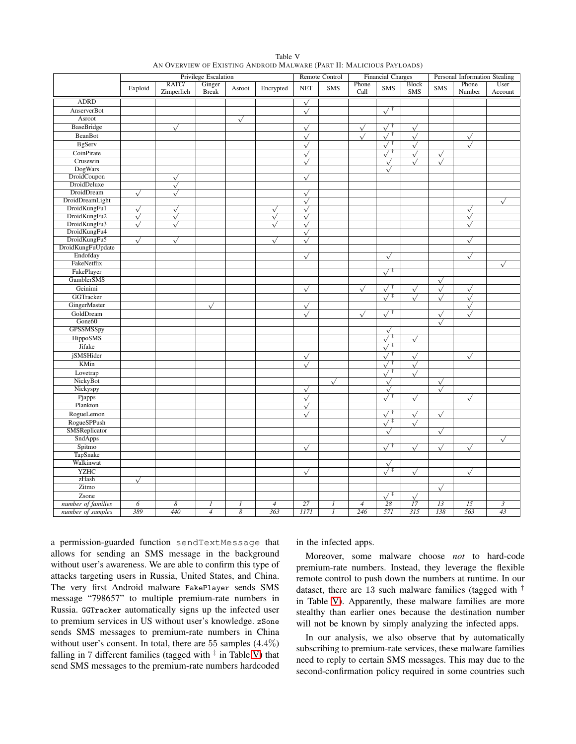Table V
AN OVERVIEW OF EXISTING ANDROID MALWARE (PART II: MALICIOUS PAYLOADS)

| | Privilege Escalation | | | | | Remote Control | | Financial Charges | | | Personal Information Stealing | | |
|---|---|---|---|---|---|---|---|---|---|---|---|---|---|
| | Exploit | RATC/ Zimperlich | Ginger Break | Asroot | Encrypted | NET | SMS | Phone Call | SMS | Block SMS | SMS | Phone Number | User Account |
| ADRD | | | | | | √ | | | | | | | |
| AnserverBot | | | | | | √ | | | √$^\dagger$ | | | | |
| Asroot | | | | √ | | | | | | | | | |
| BaseBridge | | √ | | | | √ | | √ | √$^\dagger$ | √ | | | |
| BeanBot | | | | | | √ | | √ | √$^\dagger$ | √ | | √ | |
| BgServ | | | | | | √ | | | √$^\dagger$ | √ | | √ | |
| CoinPirate | | | | | | √ | | | √$^\dagger$ | √ | √ | | |
| Crusewin | | | | | | √ | | | √ | √ | √ | | |
| DogWars | | | | | | | | | √ | | | | |
| DroidCoupon | | √ | | | | √ | | | | | | | |
| DroidDeluxe | | √ | | | | | | | | | | | |
| DroidDream | √ | √ | | | | √ | | | | | | | |
| DroidDreamLight | | | | | | √ | | | | | | | √ |
| DroidKungFu1 | √ | √ | | | √ | √ | | | | | | √ | |
| DroidKungFu2 | √ | √ | | | √ | √ | | | | | | √ | |
| DroidKungFu3 | √ | √ | | | √ | √ | | | | | | √ | |
| DroidKungFu4 | | | | | | √ | | | | | | | |
| DroidKungFu5 | √ | √ | | | √ | √ | | | | | | √ | |
| DroidKungFuUpdate | | | | | | | | | | | | | |
| Endofday | | | | | | √ | | | √ | | | √ | |
| FakeNetflix | | | | | | | | | | | | | √ |
| FakePlayer | | | | | | | | | √$^\ddagger$ | | | | |
| GamblerSMS | | | | | | | | | | | √ | | |
| Geinimi | | | | | | √ | | √ | √$^\dagger$ | √ | √ | √ | |
| GGTracker | | | | | | | | | √$^\ddagger$ | √ | √ | √ | |
| GingerMaster | | | √ | | | √ | | | | | | √ | |
| GoldDream | | | | | | √ | | √ | √$^\dagger$ | | √ | √ | |
| Gone60 | | | | | | | | | | | √ | | |
| GPSSMSSpy | | | | | | | | | √ | | | | |
| HippoSMS | | | | | | | | | √$^\ddagger$ | √ | | | |
| Jifake | | | | | | | | | √$^\ddagger$ | | | | |
| jSMSHider | | | | | | √ | | | √$^\dagger$ | √ | | √ | |
| KMin | | | | | | √ | | | √$^\dagger$ | √ | | | |
| Lovetrap | | | | | | | | | √$^\dagger$ | √ | | | |
| NickyBot | | | | | | | √ | | √ | | √ | | |
| Nickyspy | | | | | | √ | | | √ | | √ | | |
| Pjapps | | | | | | √ | | | √$^\dagger$ | √ | | √ | |
| Plankton | | | | | | √ | | | | | | | |
| RogueLemon | | | | | | √ | | | √$^\dagger$ | √ | √ | | |
| RogueSPPush | | | | | | | | | √$^\ddagger$ | √ | | | |
| SMSReplicator | | | | | | | | | √ | | √ | | |
| SndApps | | | | | | | | | | | | | √ |
| Spitmo | | | | | | √ | | | √$^\dagger$ | √ | √ | √ | |
| TapSnake | | | | | | | | | | | | | |
| Walkinwat | | | | | | | | | √ | | | | |
| YZHC | | | | | | √ | | | √$^\ddagger$ | √ | | √ | |
| zHash | √ | | | | | | | | | | | | |
| Zitmo | | | | | | | | | | | √ | | |
| Zsone | | | | | | | | | √$^\ddagger$ | √ | | | |
| *number of families* | *6* | *8* | *1* | *1* | *4* | *27* | *1* | *4* | *28* | *17* | *13* | *15* | *3* |
| *number of samples* | *389* | *440* | *4* | *8* | *363* | *1171* | *1* | *246* | *571* | *315* | *138* | *563* | *43* |

a permission-guarded function `sendTextMessage` that allows for sending an SMS message in the background without user's awareness. We are able to confirm this type of attacks targeting users in Russia, United States, and China. The very first Android malware `FakePlayer` sends SMS message "798657" to multiple premium-rate numbers in Russia. `GGTracker` automatically signs up the infected user to premium services in US without user's knowledge. `zSone` sends SMS messages to premium-rate numbers in China without user's consent. In total, there are $55$ samples ($4.4\%$) falling in 7 different families (tagged with $^\ddagger$ in Table V) that send SMS messages to the premium-rate numbers hardcoded in the infected apps.

Moreover, some malware choose *not* to hard-code premium-rate numbers. Instead, they leverage the flexible remote control to push down the numbers at runtime. In our dataset, there are 13 such malware families (tagged with $^\dagger$ in Table V). Apparently, these malware families are more stealthy than earlier ones because the destination number will not be known by simply analyzing the infected apps.

In our analysis, we also observe that by automatically subscribing to premium-rate services, these malware families need to reply to certain SMS messages. This may due to the second-confirmation policy required in some countries such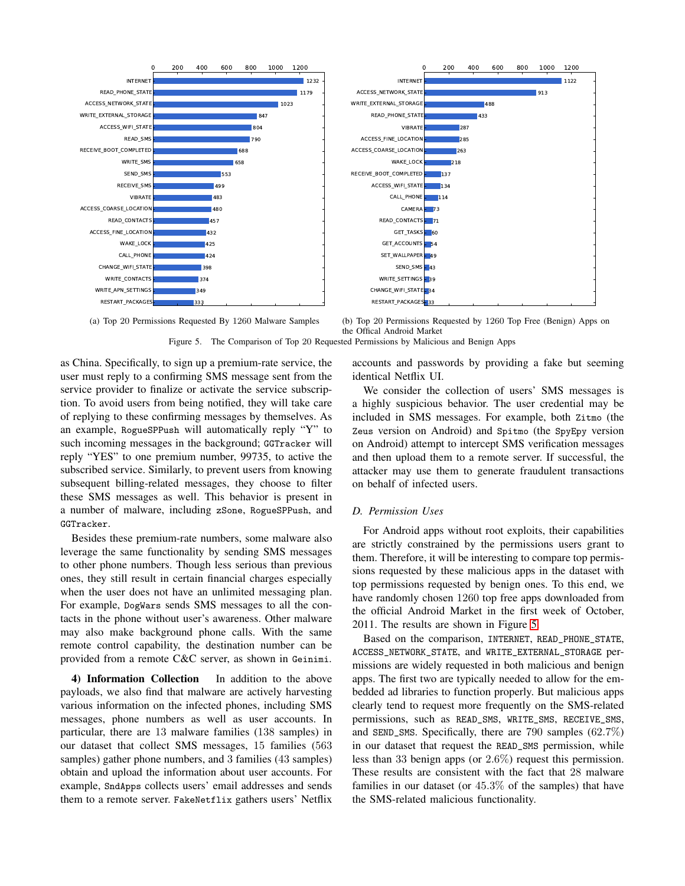(a) Top 20 Permissions Requested By 1260 Malware Samples

(b) Top 20 Permissions Requested by 1260 Top Free (Benign) Apps on the Offical Android Market

Figure 5. The Comparison of Top 20 Requested Permissions by Malicious and Benign Apps

as China. Specifically, to sign up a premium-rate service, the user must reply to a confirming SMS message sent from the service provider to finalize or activate the service subscription. To avoid users from being notified, they will take care of replying to these confirming messages by themselves. As an example, RogueSPPush will automatically reply "Y" to such incoming messages in the background; GGTracker will reply "YES" to one premium number, 99735, to active the subscribed service. Similarly, to prevent users from knowing subsequent billing-related messages, they choose to filter these SMS messages as well. This behavior is present in a number of malware, including zSone, RogueSPPush, and GGTracker.

Besides these premium-rate numbers, some malware also leverage the same functionality by sending SMS messages to other phone numbers. Though less serious than previous ones, they still result in certain financial charges especially when the user does not have an unlimited messaging plan. For example, DogWars sends SMS messages to all the contacts in the phone without user's awareness. Other malware may also make background phone calls. With the same remote control capability, the destination number can be provided from a remote C&C server, as shown in Geinimi.

**4) Information Collection** In addition to the above payloads, we also find that malware are actively harvesting various information on the infected phones, including SMS messages, phone numbers as well as user accounts. In particular, there are 13 malware families (138 samples) in our dataset that collect SMS messages, 15 families (563 samples) gather phone numbers, and 3 families (43 samples) obtain and upload the information about user accounts. For example, SndApps collects users' email addresses and sends them to a remote server. FakeNetflix gathers users' Netflix accounts and passwords by providing a fake but seeming identical Netflix UI.

We consider the collection of users' SMS messages is a highly suspicious behavior. The user credential may be included in SMS messages. For example, both Zitmo (the Zeus version on Android) and Spitmo (the SpyEpy version on Android) attempt to intercept SMS verification messages and then upload them to a remote server. If successful, the attacker may use them to generate fraudulent transactions on behalf of infected users.

### *D. Permission Uses*

For Android apps without root exploits, their capabilities are strictly constrained by the permissions users grant to them. Therefore, it will be interesting to compare top permissions requested by these malicious apps in the dataset with top permissions requested by benign ones. To this end, we have randomly chosen 1260 top free apps downloaded from the official Android Market in the first week of October, 2011. The results are shown in Figure 5.

Based on the comparison, INTERNET, READ_PHONE_STATE, ACCESS_NETWORK_STATE, and WRITE_EXTERNAL_STORAGE permissions are widely requested in both malicious and benign apps. The first two are typically needed to allow for the embedded ad libraries to function properly. But malicious apps clearly tend to request more frequently on the SMS-related permissions, such as READ_SMS, WRITE_SMS, RECEIVE_SMS, and SEND_SMS. Specifically, there are 790 samples (62.7%) in our dataset that request the READ_SMS permission, while less than 33 benign apps (or 2.6%) request this permission. These results are consistent with the fact that 28 malware families in our dataset (or 45.3% of the samples) that have the SMS-related malicious functionality.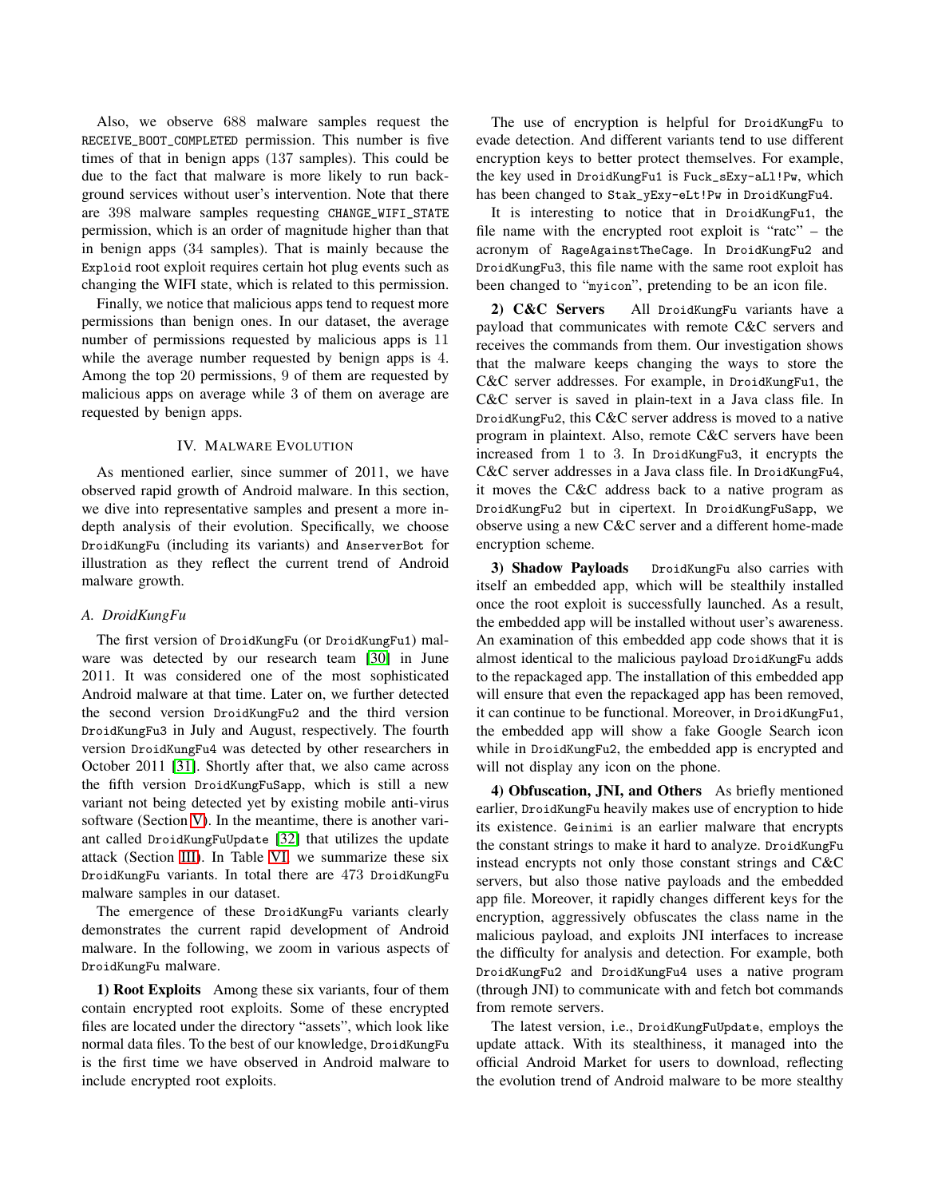Also, we observe 688 malware samples request the RECEIVE_BOOT_COMPLETED permission. This number is five times of that in benign apps (137 samples). This could be due to the fact that malware is more likely to run background services without user's intervention. Note that there are 398 malware samples requesting CHANGE_WIFI_STATE permission, which is an order of magnitude higher than that in benign apps (34 samples). That is mainly because the Exploid root exploit requires certain hot plug events such as changing the WIFI state, which is related to this permission.

Finally, we notice that malicious apps tend to request more permissions than benign ones. In our dataset, the average number of permissions requested by malicious apps is 11 while the average number requested by benign apps is 4. Among the top 20 permissions, 9 of them are requested by malicious apps on average while 3 of them on average are requested by benign apps.

## IV. Malware Evolution

As mentioned earlier, since summer of 2011, we have observed rapid growth of Android malware. In this section, we dive into representative samples and present a more in-depth analysis of their evolution. Specifically, we choose DroidKungFu (including its variants) and AnserverBot for illustration as they reflect the current trend of Android malware growth.

### A. DroidKungFu

The first version of DroidKungFu (or DroidKungFu1) malware was detected by our research team [30] in June 2011. It was considered one of the most sophisticated Android malware at that time. Later on, we further detected the second version DroidKungFu2 and the third version DroidKungFu3 in July and August, respectively. The fourth version DroidKungFu4 was detected by other researchers in October 2011 [31]. Shortly after that, we also came across the fifth version DroidKungFuSapp, which is still a new variant not being detected yet by existing mobile anti-virus software (Section V). In the meantime, there is another variant called DroidKungFuUpdate [32] that utilizes the update attack (Section III). In Table VI, we summarize these six DroidKungFu variants. In total there are 473 DroidKungFu malware samples in our dataset.

The emergence of these DroidKungFu variants clearly demonstrates the current rapid development of Android malware. In the following, we zoom in various aspects of DroidKungFu malware.

**1) Root Exploits** Among these six variants, four of them contain encrypted root exploits. Some of these encrypted files are located under the directory "assets", which look like normal data files. To the best of our knowledge, DroidKungFu is the first time we have observed in Android malware to include encrypted root exploits.

The use of encryption is helpful for DroidKungFu to evade detection. And different variants tend to use different encryption keys to better protect themselves. For example, the key used in DroidKungFu1 is Fuck_sExy-aLl!Pw, which has been changed to Stak_yExy-eLt!Pw in DroidKungFu4.

It is interesting to notice that in DroidKungFu1, the file name with the encrypted root exploit is "ratc" – the acronym of RageAgainstTheCage. In DroidKungFu2 and DroidKungFu3, this file name with the same root exploit has been changed to "myicon", pretending to be an icon file.

**2) C&C Servers** All DroidKungFu variants have a payload that communicates with remote C&C servers and receives the commands from them. Our investigation shows that the malware keeps changing the ways to store the C&C server addresses. For example, in DroidKungFu1, the C&C server is saved in plain-text in a Java class file. In DroidKungFu2, this C&C server address is moved to a native program in plaintext. Also, remote C&C servers have been increased from 1 to 3. In DroidKungFu3, it encrypts the C&C server addresses in a Java class file. In DroidKungFu4, it moves the C&C address back to a native program as DroidKungFu2 but in cipertext. In DroidKungFuSapp, we observe using a new C&C server and a different home-made encryption scheme.

**3) Shadow Payloads** DroidKungFu also carries with itself an embedded app, which will be stealthily installed once the root exploit is successfully launched. As a result, the embedded app will be installed without user's awareness. An examination of this embedded app code shows that it is almost identical to the malicious payload DroidKungFu adds to the repackaged app. The installation of this embedded app will ensure that even the repackaged app has been removed, it can continue to be functional. Moreover, in DroidKungFu1, the embedded app will show a fake Google Search icon while in DroidKungFu2, the embedded app is encrypted and will not display any icon on the phone.

**4) Obfuscation, JNI, and Others** As briefly mentioned earlier, DroidKungFu heavily makes use of encryption to hide its existence. Geinimi is an earlier malware that encrypts the constant strings to make it hard to analyze. DroidKungFu instead encrypts not only those constant strings and C&C servers, but also those native payloads and the embedded app file. Moreover, it rapidly changes different keys for the encryption, aggressively obfuscates the class name in the malicious payload, and exploits JNI interfaces to increase the difficulty for analysis and detection. For example, both DroidKungFu2 and DroidKungFu4 uses a native program (through JNI) to communicate with and fetch bot commands from remote servers.

The latest version, i.e., DroidKungFuUpdate, employs the update attack. With its stealthiness, it managed into the official Android Market for users to download, reflecting the evolution trend of Android malware to be more stealthy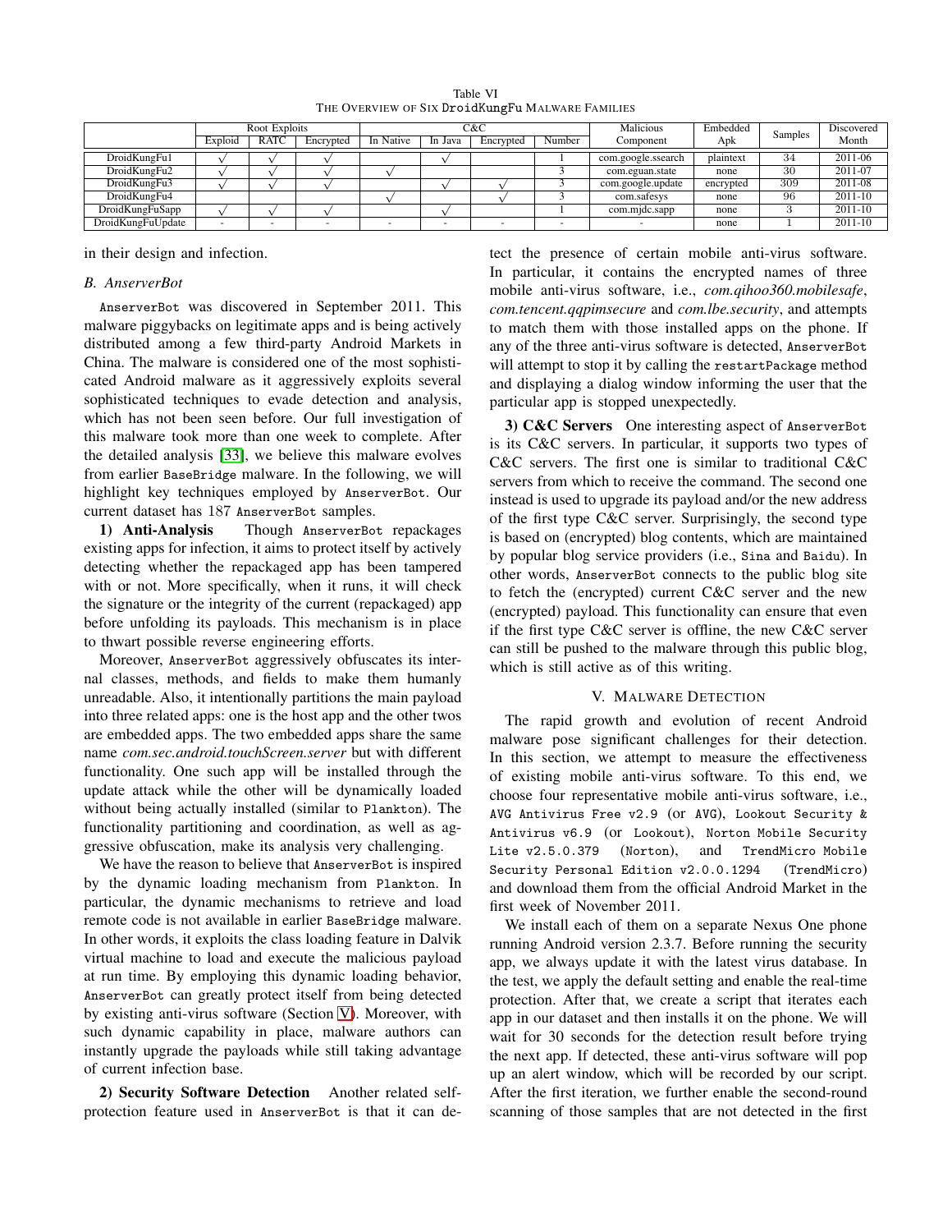Table VI
THE OVERVIEW OF SIX DroidKungFu MALWARE FAMILIES

| | Root Exploits | | | C&C | | | | Malicious Component | Embedded Apk | Samples | Discovered Month |
|---|---|---|---|---|---|---|---|---|---|---|---|
| | Exploid | RATC | Encrypted | In Native | In Java | Encrypted | Number | | | | |
| DroidKungFu1 | √ | √ | √ | | √ | | 1 | com.google.ssearch | plaintext | 34 | 2011-06 |
| DroidKungFu2 | √ | √ | √ | √ | | | 3 | com.eguan.state | none | 30 | 2011-07 |
| DroidKungFu3 | √ | √ | √ | | √ | √ | 3 | com.google.update | encrypted | 309 | 2011-08 |
| DroidKungFu4 | | | | √ | | √ | 3 | com.safesys | none | 96 | 2011-10 |
| DroidKungFuSapp | √ | √ | √ | | √ | | 1 | com.mjdc.sapp | none | 3 | 2011-10 |
| DroidKungFuUpdate | - | - | - | - | - | - | - | - | none | 1 | 2011-10 |

in their design and infection.

### B. AnserverBot

AnserverBot was discovered in September 2011. This malware piggybacks on legitimate apps and is being actively distributed among a few third-party Android Markets in China. The malware is considered one of the most sophisticated Android malware as it aggressively exploits several sophisticated techniques to evade detection and analysis, which has not been seen before. Our full investigation of this malware took more than one week to complete. After the detailed analysis [33], we believe this malware evolves from earlier BaseBridge malware. In the following, we will highlight key techniques employed by AnserverBot. Our current dataset has 187 AnserverBot samples.

**1) Anti-Analysis** Though AnserverBot repackages existing apps for infection, it aims to protect itself by actively detecting whether the repackaged app has been tampered with or not. More specifically, when it runs, it will check the signature or the integrity of the current (repackaged) app before unfolding its payloads. This mechanism is in place to thwart possible reverse engineering efforts.

Moreover, AnserverBot aggressively obfuscates its internal classes, methods, and fields to make them humanly unreadable. Also, it intentionally partitions the main payload into three related apps: one is the host app and the other twos are embedded apps. The two embedded apps share the same name *com.sec.android.touchScreen.server* but with different functionality. One such app will be installed through the update attack while the other will be dynamically loaded without being actually installed (similar to Plankton). The functionality partitioning and coordination, as well as aggressive obfuscation, make its analysis very challenging.

We have the reason to believe that AnserverBot is inspired by the dynamic loading mechanism from Plankton. In particular, the dynamic mechanisms to retrieve and load remote code is not available in earlier BaseBridge malware. In other words, it exploits the class loading feature in Dalvik virtual machine to load and execute the malicious payload at run time. By employing this dynamic loading behavior, AnserverBot can greatly protect itself from being detected by existing anti-virus software (Section V). Moreover, with such dynamic capability in place, malware authors can instantly upgrade the payloads while still taking advantage of current infection base.

**2) Security Software Detection** Another related self-protection feature used in AnserverBot is that it can detect the presence of certain mobile anti-virus software. In particular, it contains the encrypted names of three mobile anti-virus software, i.e., *com.qihoo360.mobilesafe*, *com.tencent.qqpimsecure* and *com.lbe.security*, and attempts to match them with those installed apps on the phone. If any of the three anti-virus software is detected, AnserverBot will attempt to stop it by calling the restartPackage method and displaying a dialog window informing the user that the particular app is stopped unexpectedly.

**3) C&C Servers** One interesting aspect of AnserverBot is its C&C servers. In particular, it supports two types of C&C servers. The first one is similar to traditional C&C servers from which to receive the command. The second one instead is used to upgrade its payload and/or the new address of the first type C&C server. Surprisingly, the second type is based on (encrypted) blog contents, which are maintained by popular blog service providers (i.e., Sina and Baidu). In other words, AnserverBot connects to the public blog site to fetch the (encrypted) current C&C server and the new (encrypted) payload. This functionality can ensure that even if the first type C&C server is offline, the new C&C server can still be pushed to the malware through this public blog, which is still active as of this writing.

## V. MALWARE DETECTION

The rapid growth and evolution of recent Android malware pose significant challenges for their detection. In this section, we attempt to measure the effectiveness of existing mobile anti-virus software. To this end, we choose four representative mobile anti-virus software, i.e., AVG Antivirus Free v2.9 (or AVG), Lookout Security & Antivirus v6.9 (or Lookout), Norton Mobile Security Lite v2.5.0.379 (Norton), and TrendMicro Mobile Security Personal Edition v2.0.0.1294 (TrendMicro) and download them from the official Android Market in the first week of November 2011.

We install each of them on a separate Nexus One phone running Android version 2.3.7. Before running the security app, we always update it with the latest virus database. In the test, we apply the default setting and enable the real-time protection. After that, we create a script that iterates each app in our dataset and then installs it on the phone. We will wait for 30 seconds for the detection result before trying the next app. If detected, these anti-virus software will pop up an alert window, which will be recorded by our script. After the first iteration, we further enable the second-round scanning of those samples that are not detected in the first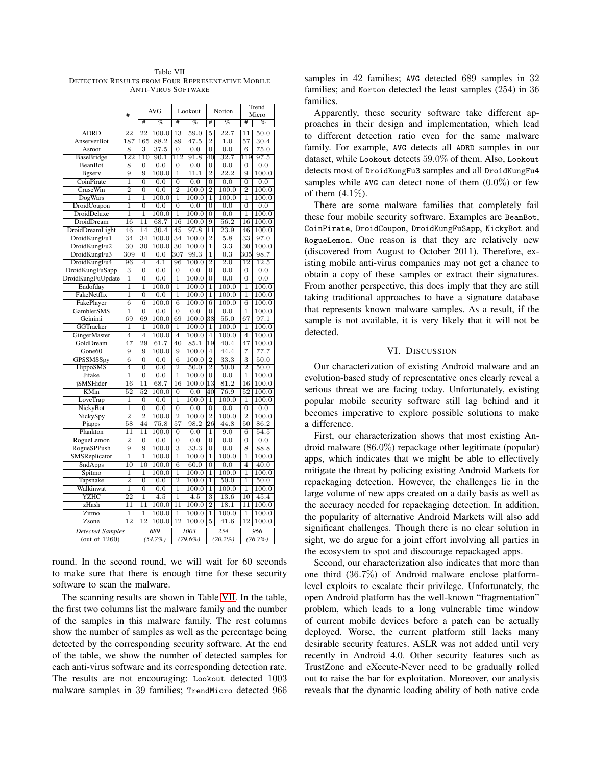Table VII
DETECTION RESULTS FROM FOUR REPRESENTATIVE MOBILE ANTI-VIRUS SOFTWARE

| | # | AVG | | Lookout | | Norton | | Trend Micro | |
|---|---|---|---|---|---|---|---|---|---|
| | | # | % | # | % | # | % | # | % |
| ADRD | 22 | 22 | 100.0 | 13 | 59.0 | 5 | 22.7 | 11 | 50.0 |
| AnserverBot | 187 | 165 | 88.2 | 89 | 47.5 | 2 | 1.0 | 57 | 30.4 |
| Asroot | 8 | 3 | 37.5 | 0 | 0.0 | 0 | 0.0 | 6 | 75.0 |
| BaseBridge | 122 | 110 | 90.1 | 112 | 91.8 | 40 | 32.7 | 119 | 97.5 |
| BeanBot | 8 | 0 | 0.0 | 0 | 0.0 | 0 | 0.0 | 0 | 0.0 |
| Bgserv | 9 | 9 | 100.0 | 1 | 11.1 | 2 | 22.2 | 9 | 100.0 |
| CoinPirate | 1 | 0 | 0.0 | 0 | 0.0 | 0 | 0.0 | 0 | 0.0 |
| CruseWin | 2 | 0 | 0.0 | 2 | 100.0 | 2 | 100.0 | 2 | 100.0 |
| DogWars | 1 | 1 | 100.0 | 1 | 100.0 | 1 | 100.0 | 1 | 100.0 |
| DroidCoupon | 1 | 0 | 0.0 | 0 | 0.0 | 0 | 0.0 | 0 | 0.0 |
| DroidDeluxe | 1 | 1 | 100.0 | 1 | 100.0 | 0 | 0.0 | 1 | 100.0 |
| DroidDream | 16 | 11 | 68.7 | 16 | 100.0 | 9 | 56.2 | 16 | 100.0 |
| DroidDreamLight | 46 | 14 | 30.4 | 45 | 97.8 | 11 | 23.9 | 46 | 100.0 |
| DroidKungFu1 | 34 | 34 | 100.0 | 34 | 100.0 | 2 | 5.8 | 33 | 97.0 |
| DroidKungFu2 | 30 | 30 | 100.0 | 30 | 100.0 | 1 | 3.3 | 30 | 100.0 |
| DroidKungFu3 | 309 | 0 | 0.0 | 307 | 99.3 | 1 | 0.3 | 305 | 98.7 |
| DroidKungFu4 | 96 | 4 | 4.1 | 96 | 100.0 | 2 | 2.0 | 12 | 12.5 |
| DroidKungFuSapp | 3 | 0 | 0.0 | 0 | 0.0 | 0 | 0.0 | 0 | 0.0 |
| DroidKungFuUpdate | 1 | 0 | 0.0 | 1 | 100.0 | 0 | 0.0 | 0 | 0.0 |
| Endofday | 1 | 1 | 100.0 | 1 | 100.0 | 1 | 100.0 | 1 | 100.0 |
| FakeNetflix | 1 | 0 | 0.0 | 1 | 100.0 | 1 | 100.0 | 1 | 100.0 |
| FakePlayer | 6 | 6 | 100.0 | 6 | 100.0 | 6 | 100.0 | 6 | 100.0 |
| GamblerSMS | 1 | 0 | 0.0 | 0 | 0.0 | 0 | 0.0 | 1 | 100.0 |
| Geinimi | 69 | 69 | 100.0 | 69 | 100.0 | 38 | 55.0 | 67 | 97.1 |
| GGTracker | 1 | 1 | 100.0 | 1 | 100.0 | 1 | 100.0 | 1 | 100.0 |
| GingerMaster | 4 | 4 | 100.0 | 4 | 100.0 | 4 | 100.0 | 4 | 100.0 |
| GoldDream | 47 | 29 | 61.7 | 40 | 85.1 | 19 | 40.4 | 47 | 100.0 |
| Gone60 | 9 | 9 | 100.0 | 9 | 100.0 | 4 | 44.4 | 7 | 77.7 |
| GPSSMSSpy | 6 | 0 | 0.0 | 6 | 100.0 | 2 | 33.3 | 3 | 50.0 |
| HippoSMS | 4 | 0 | 0.0 | 2 | 50.0 | 2 | 50.0 | 2 | 50.0 |
| Jifake | 1 | 0 | 0.0 | 1 | 100.0 | 0 | 0.0 | 1 | 100.0 |
| jSMSHider | 16 | 11 | 68.7 | 16 | 100.0 | 13 | 81.2 | 16 | 100.0 |
| KMin | 52 | 52 | 100.0 | 0 | 0.0 | 40 | 76.9 | 52 | 100.0 |
| LoveTrap | 1 | 0 | 0.0 | 1 | 100.0 | 1 | 100.0 | 1 | 100.0 |
| NickyBot | 1 | 0 | 0.0 | 0 | 0.0 | 0 | 0.0 | 0 | 0.0 |
| NickySpy | 2 | 2 | 100.0 | 2 | 100.0 | 2 | 100.0 | 2 | 100.0 |
| Pjapps | 58 | 44 | 75.8 | 57 | 98.2 | 26 | 44.8 | 50 | 86.2 |
| Plankton | 11 | 11 | 100.0 | 0 | 0.0 | 1 | 9.0 | 6 | 54.5 |
| RogueLemon | 2 | 0 | 0.0 | 0 | 0.0 | 0 | 0.0 | 0 | 0.0 |
| RogueSPPush | 9 | 9 | 100.0 | 3 | 33.3 | 0 | 0.0 | 8 | 88.8 |
| SMSReplicator | 1 | 1 | 100.0 | 1 | 100.0 | 1 | 100.0 | 1 | 100.0 |
| SndApps | 10 | 10 | 100.0 | 6 | 60.0 | 0 | 0.0 | 4 | 40.0 |
| Spitmo | 1 | 1 | 100.0 | 1 | 100.0 | 1 | 100.0 | 1 | 100.0 |
| Tapsnake | 2 | 0 | 0.0 | 2 | 100.0 | 1 | 50.0 | 1 | 50.0 |
| Walkinwat | 1 | 0 | 0.0 | 1 | 100.0 | 1 | 100.0 | 1 | 100.0 |
| YZHC | 22 | 1 | 4.5 | 1 | 4.5 | 3 | 13.6 | 10 | 45.4 |
| zHash | 11 | 11 | 100.0 | 11 | 100.0 | 2 | 18.1 | 11 | 100.0 |
| Zitmo | 1 | 1 | 100.0 | 1 | 100.0 | 1 | 100.0 | 1 | 100.0 |
| Zsone | 12 | 12 | 100.0 | 12 | 100.0 | 5 | 41.6 | 12 | 100.0 |
| *Detected Samples* (out of 1260) | | *689* (*54.7%*) | | *1003* (*79.6%*) | | *254* (*20.2%*) | | *966* (*76.7%*) | |

round. In the second round, we will wait for 60 seconds to make sure that there is enough time for these security software to scan the malware.

The scanning results are shown in Table VII. In the table, the first two columns list the malware family and the number of the samples in this malware family. The rest columns show the number of samples as well as the percentage being detected by the corresponding security software. At the end of the table, we show the number of detected samples for each anti-virus software and its corresponding detection rate. The results are not encouraging: `Lookout` detected 1003 malware samples in 39 families; `TrendMicro` detected 966 samples in 42 families; `AVG` detected 689 samples in 32 families; and `Norton` detected the least samples (254) in 36 families.

Apparently, these security software take different approaches in their design and implementation, which lead to different detection ratio even for the same malware family. For example, `AVG` detects all `ADRD` samples in our dataset, while `Lookout` detects 59.0% of them. Also, `Lookout` detects most of `DroidKungFu3` samples and all `DroidKungFu4` samples while `AVG` can detect none of them (0.0%) or few of them (4.1%).

There are some malware families that completely fail these four mobile security software. Examples are `BeanBot`, `CoinPirate`, `DroidCoupon`, `DroidKungFuSapp`, `NickyBot` and `RogueLemon`. One reason is that they are relatively new (discovered from August to October 2011). Therefore, existing mobile anti-virus companies may not get a chance to obtain a copy of these samples or extract their signatures. From another perspective, this does imply that they are still taking traditional approaches to have a signature database that represents known malware samples. As a result, if the sample is not available, it is very likely that it will not be detected.

## VI. DISCUSSION

Our characterization of existing Android malware and an evolution-based study of representative ones clearly reveal a serious threat we are facing today. Unfortunately, existing popular mobile security software still lag behind and it becomes imperative to explore possible solutions to make a difference.

First, our characterization shows that most existing Android malware (86.0%) repackage other legitimate (popular) apps, which indicates that we might be able to effectively mitigate the threat by policing existing Android Markets for repackaging detection. However, the challenges lie in the large volume of new apps created on a daily basis as well as the accuracy needed for repackaging detection. In addition, the popularity of alternative Android Markets will also add significant challenges. Though there is no clear solution in sight, we do argue for a joint effort involving all parties in the ecosystem to spot and discourage repackaged apps.

Second, our characterization also indicates that more than one third (36.7%) of Android malware enclose platform-level exploits to escalate their privilege. Unfortunately, the open Android platform has the well-known "fragmentation" problem, which leads to a long vulnerable time window of current mobile devices before a patch can be actually deployed. Worse, the current platform still lacks many desirable security features. ASLR was not added until very recently in Android 4.0. Other security features such as TrustZone and eXecute-Never need to be gradually rolled out to raise the bar for exploitation. Moreover, our analysis reveals that the dynamic loading ability of both native code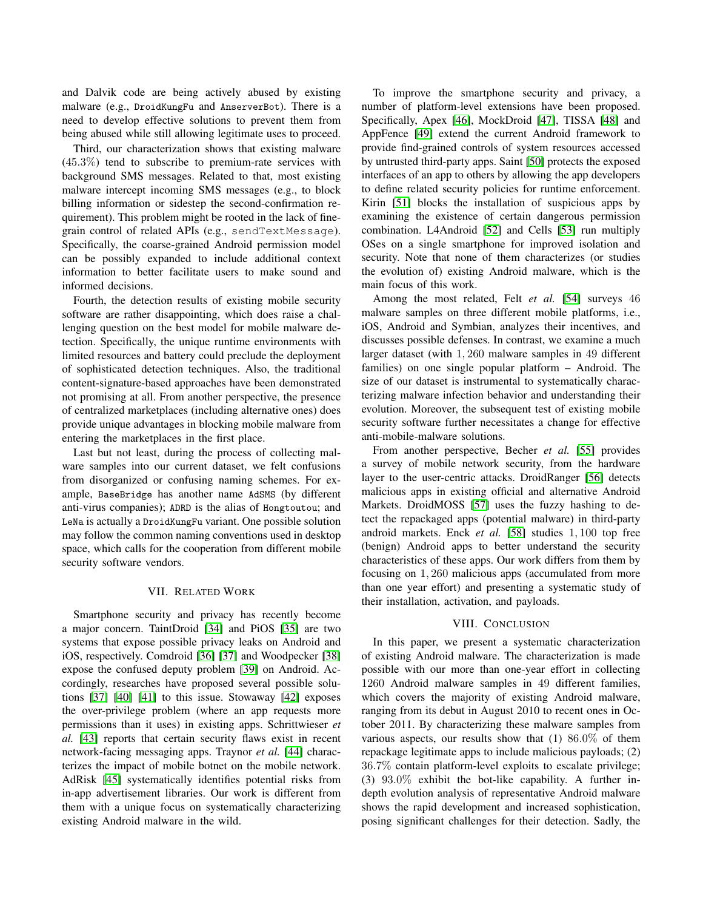and Dalvik code are being actively abused by existing malware (e.g., DroidKungFu and AnserverBot). There is a need to develop effective solutions to prevent them from being abused while still allowing legitimate uses to proceed.

Third, our characterization shows that existing malware ($45.3\%$) tend to subscribe to premium-rate services with background SMS messages. Related to that, most existing malware intercept incoming SMS messages (e.g., to block billing information or sidestep the second-confirmation requirement). This problem might be rooted in the lack of fine-grain control of related APIs (e.g., sendTextMessage). Specifically, the coarse-grained Android permission model can be possibly expanded to include additional context information to better facilitate users to make sound and informed decisions.

Fourth, the detection results of existing mobile security software are rather disappointing, which does raise a challenging question on the best model for mobile malware detection. Specifically, the unique runtime environments with limited resources and battery could preclude the deployment of sophisticated detection techniques. Also, the traditional content-signature-based approaches have been demonstrated not promising at all. From another perspective, the presence of centralized marketplaces (including alternative ones) does provide unique advantages in blocking mobile malware from entering the marketplaces in the first place.

Last but not least, during the process of collecting malware samples into our current dataset, we felt confusions from disorganized or confusing naming schemes. For example, BaseBridge has another name AdSMS (by different anti-virus companies); ADRD is the alias of Hongtoutou; and LeNa is actually a DroidKungFu variant. One possible solution may follow the common naming conventions used in desktop space, which calls for the cooperation from different mobile security software vendors.

## VII. Related Work

Smartphone security and privacy has recently become a major concern. TaintDroid [34] and PiOS [35] are two systems that expose possible privacy leaks on Android and iOS, respectively. Comdroid [36] [37] and Woodpecker [38] expose the confused deputy problem [39] on Android. Accordingly, researches have proposed several possible solutions [37] [40] [41] to this issue. Stowaway [42] exposes the over-privilege problem (where an app requests more permissions than it uses) in existing apps. Schrittwieser *et al.* [43] reports that certain security flaws exist in recent network-facing messaging apps. Traynor *et al.* [44] characterizes the impact of mobile botnet on the mobile network. AdRisk [45] systematically identifies potential risks from in-app advertisement libraries. Our work is different from them with a unique focus on systematically characterizing existing Android malware in the wild.

To improve the smartphone security and privacy, a number of platform-level extensions have been proposed. Specifically, Apex [46], MockDroid [47], TISSA [48] and AppFence [49] extend the current Android framework to provide find-grained controls of system resources accessed by untrusted third-party apps. Saint [50] protects the exposed interfaces of an app to others by allowing the app developers to define related security policies for runtime enforcement. Kirin [51] blocks the installation of suspicious apps by examining the existence of certain dangerous permission combination. L4Android [52] and Cells [53] run multiply OSes on a single smartphone for improved isolation and security. Note that none of them characterizes (or studies the evolution of) existing Android malware, which is the main focus of this work.

Among the most related, Felt *et al.* [54] surveys $46$ malware samples on three different mobile platforms, i.e., iOS, Android and Symbian, analyzes their incentives, and discusses possible defenses. In contrast, we examine a much larger dataset (with $1,260$ malware samples in $49$ different families) on one single popular platform – Android. The size of our dataset is instrumental to systematically characterizing malware infection behavior and understanding their evolution. Moreover, the subsequent test of existing mobile security software further necessitates a change for effective anti-mobile-malware solutions.

From another perspective, Becher *et al.* [55] provides a survey of mobile network security, from the hardware layer to the user-centric attacks. DroidRanger [56] detects malicious apps in existing official and alternative Android Markets. DroidMOSS [57] uses the fuzzy hashing to detect the repackaged apps (potential malware) in third-party android markets. Enck *et al.* [58] studies $1,100$ top free (benign) Android apps to better understand the security characteristics of these apps. Our work differs from them by focusing on $1,260$ malicious apps (accumulated from more than one year effort) and presenting a systematic study of their installation, activation, and payloads.

## VIII. Conclusion

In this paper, we present a systematic characterization of existing Android malware. The characterization is made possible with our more than one-year effort in collecting $1260$ Android malware samples in $49$ different families, which covers the majority of existing Android malware, ranging from its debut in August 2010 to recent ones in October 2011. By characterizing these malware samples from various aspects, our results show that (1) $86.0\%$ of them repackage legitimate apps to include malicious payloads; (2) $36.7\%$ contain platform-level exploits to escalate privilege; (3) $93.0\%$ exhibit the bot-like capability. A further in-depth evolution analysis of representative Android malware shows the rapid development and increased sophistication, posing significant challenges for their detection. Sadly, the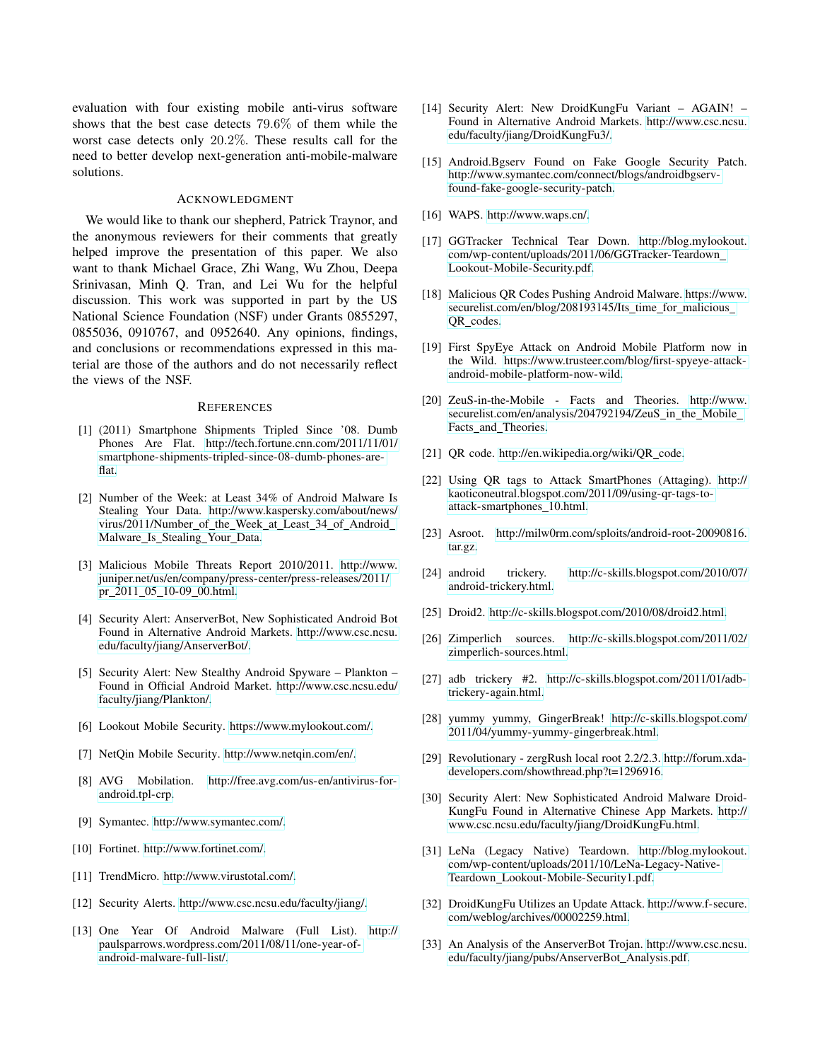evaluation with four existing mobile anti-virus software shows that the best case detects 79.6% of them while the worst case detects only 20.2%. These results call for the need to better develop next-generation anti-mobile-malware solutions.

## Acknowledgment

We would like to thank our shepherd, Patrick Traynor, and the anonymous reviewers for their comments that greatly helped improve the presentation of this paper. We also want to thank Michael Grace, Zhi Wang, Wu Zhou, Deepa Srinivasan, Minh Q. Tran, and Lei Wu for the helpful discussion. This work was supported in part by the US National Science Foundation (NSF) under Grants 0855297, 0855036, 0910767, and 0952640. Any opinions, findings, and conclusions or recommendations expressed in this material are those of the authors and do not necessarily reflect the views of the NSF.

## References

[1] (2011) Smartphone Shipments Tripled Since '08. Dumb Phones Are Flat. http://tech.fortune.cnn.com/2011/11/01/smartphone-shipments-tripled-since-08-dumb-phones-are-flat.

[2] Number of the Week: at Least 34% of Android Malware Is Stealing Your Data. http://www.kaspersky.com/about/news/virus/2011/Number_of_the_Week_at_Least_34_of_Android_Malware_Is_Stealing_Your_Data.

[3] Malicious Mobile Threats Report 2010/2011. http://www.juniper.net/us/en/company/press-center/press-releases/2011/pr_2011_05_10-09_00.html.

[4] Security Alert: AnserverBot, New Sophisticated Android Bot Found in Alternative Android Markets. http://www.csc.ncsu.edu/faculty/jiang/AnserverBot/.

[5] Security Alert: New Stealthy Android Spyware – Plankton – Found in Official Android Market. http://www.csc.ncsu.edu/faculty/jiang/Plankton/.

[6] Lookout Mobile Security. https://www.mylookout.com/.

[7] NetQin Mobile Security. http://www.netqin.com/en/.

[8] AVG Mobilation. http://free.avg.com/us-en/antivirus-for-android.tpl-crp.

[9] Symantec. http://www.symantec.com/.

[10] Fortinet. http://www.fortinet.com/.

[11] TrendMicro. http://www.virustotal.com/.

[12] Security Alerts. http://www.csc.ncsu.edu/faculty/jiang/.

[13] One Year Of Android Malware (Full List). http://paulsparrows.wordpress.com/2011/08/11/one-year-of-android-malware-full-list/.

[14] Security Alert: New DroidKungFu Variant – AGAIN! – Found in Alternative Android Markets. http://www.csc.ncsu.edu/faculty/jiang/DroidKungFu3/.

[15] Android.Bgserv Found on Fake Google Security Patch. http://www.symantec.com/connect/blogs/androidbgserv-found-fake-google-security-patch.

[16] WAPS. http://www.waps.cn/.

[17] GGTracker Technical Tear Down. http://blog.mylookout.com/wp-content/uploads/2011/06/GGTracker-Teardown_Lookout-Mobile-Security.pdf.

[18] Malicious QR Codes Pushing Android Malware. https://www.securelist.com/en/blog/208193145/Its_time_for_malicious_QR_codes.

[19] First SpyEye Attack on Android Mobile Platform now in the Wild. https://www.trusteer.com/blog/first-spyeye-attack-android-mobile-platform-now-wild.

[20] ZeuS-in-the-Mobile - Facts and Theories. http://www.securelist.com/en/analysis/204792194/ZeuS_in_the_Mobile_Facts_and_Theories.

[21] QR code. http://en.wikipedia.org/wiki/QR_code.

[22] Using QR tags to Attack SmartPhones (Attaging). http://kaoticoneutral.blogspot.com/2011/09/using-qr-tags-to-attack-smartphones_10.html.

[23] Asroot. http://milw0rm.com/sploits/android-root-20090816.tar.gz.

[24] android trickery. http://c-skills.blogspot.com/2010/07/android-trickery.html.

[25] Droid2. http://c-skills.blogspot.com/2010/08/droid2.html.

[26] Zimperlich sources. http://c-skills.blogspot.com/2011/02/zimperlich-sources.html.

[27] adb trickery #2. http://c-skills.blogspot.com/2011/01/adb-trickery-again.html.

[28] yummy yummy, GingerBreak! http://c-skills.blogspot.com/2011/04/yummy-yummy-gingerbreak.html.

[29] Revolutionary - zergRush local root 2.2/2.3. http://forum.xda-developers.com/showthread.php?t=1296916.

[30] Security Alert: New Sophisticated Android Malware DroidKungFu Found in Alternative Chinese App Markets. http://www.csc.ncsu.edu/faculty/jiang/DroidKungFu.html.

[31] LeNa (Legacy Native) Teardown. http://blog.mylookout.com/wp-content/uploads/2011/10/LeNa-Legacy-Native-Teardown_Lookout-Mobile-Security1.pdf.

[32] DroidKungFu Utilizes an Update Attack. http://www.f-secure.com/weblog/archives/00002259.html.

[33] An Analysis of the AnserverBot Trojan. http://www.csc.ncsu.edu/faculty/jiang/pubs/AnserverBot_Analysis.pdf.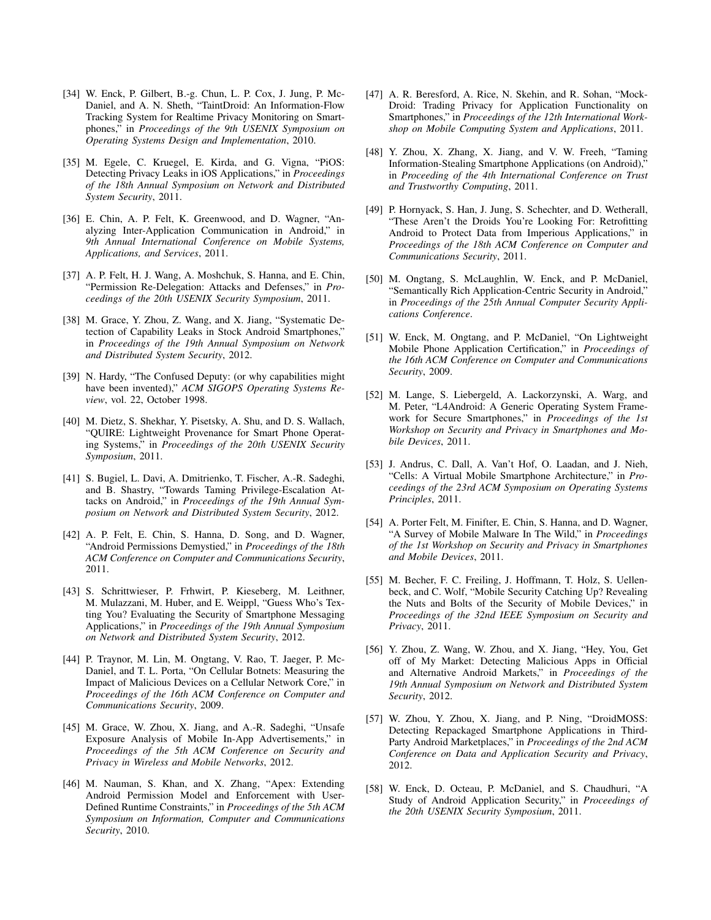[34] W. Enck, P. Gilbert, B.-g. Chun, L. P. Cox, J. Jung, P. McDaniel, and A. N. Sheth, "TaintDroid: An Information-Flow Tracking System for Realtime Privacy Monitoring on Smartphones," in *Proceedings of the 9th USENIX Symposium on Operating Systems Design and Implementation*, 2010.

[35] M. Egele, C. Kruegel, E. Kirda, and G. Vigna, "PiOS: Detecting Privacy Leaks in iOS Applications," in *Proceedings of the 18th Annual Symposium on Network and Distributed System Security*, 2011.

[36] E. Chin, A. P. Felt, K. Greenwood, and D. Wagner, "Analyzing Inter-Application Communication in Android," in *9th Annual International Conference on Mobile Systems, Applications, and Services*, 2011.

[37] A. P. Felt, H. J. Wang, A. Moshchuk, S. Hanna, and E. Chin, "Permission Re-Delegation: Attacks and Defenses," in *Proceedings of the 20th USENIX Security Symposium*, 2011.

[38] M. Grace, Y. Zhou, Z. Wang, and X. Jiang, "Systematic Detection of Capability Leaks in Stock Android Smartphones," in *Proceedings of the 19th Annual Symposium on Network and Distributed System Security*, 2012.

[39] N. Hardy, "The Confused Deputy: (or why capabilities might have been invented)," *ACM SIGOPS Operating Systems Review*, vol. 22, October 1998.

[40] M. Dietz, S. Shekhar, Y. Pisetsky, A. Shu, and D. S. Wallach, "QUIRE: Lightweight Provenance for Smart Phone Operating Systems," in *Proceedings of the 20th USENIX Security Symposium*, 2011.

[41] S. Bugiel, L. Davi, A. Dmitrienko, T. Fischer, A.-R. Sadeghi, and B. Shastry, "Towards Taming Privilege-Escalation Attacks on Android," in *Proceedings of the 19th Annual Symposium on Network and Distributed System Security*, 2012.

[42] A. P. Felt, E. Chin, S. Hanna, D. Song, and D. Wagner, "Android Permissions Demystied," in *Proceedings of the 18th ACM Conference on Computer and Communications Security*, 2011.

[43] S. Schrittwieser, P. Frhwirt, P. Kieseberg, M. Leithner, M. Mulazzani, M. Huber, and E. Weippl, "Guess Who's Texting You? Evaluating the Security of Smartphone Messaging Applications," in *Proceedings of the 19th Annual Symposium on Network and Distributed System Security*, 2012.

[44] P. Traynor, M. Lin, M. Ongtang, V. Rao, T. Jaeger, P. McDaniel, and T. L. Porta, "On Cellular Botnets: Measuring the Impact of Malicious Devices on a Cellular Network Core," in *Proceedings of the 16th ACM Conference on Computer and Communications Security*, 2009.

[45] M. Grace, W. Zhou, X. Jiang, and A.-R. Sadeghi, "Unsafe Exposure Analysis of Mobile In-App Advertisements," in *Proceedings of the 5th ACM Conference on Security and Privacy in Wireless and Mobile Networks*, 2012.

[46] M. Nauman, S. Khan, and X. Zhang, "Apex: Extending Android Permission Model and Enforcement with User-Defined Runtime Constraints," in *Proceedings of the 5th ACM Symposium on Information, Computer and Communications Security*, 2010.

[47] A. R. Beresford, A. Rice, N. Skehin, and R. Sohan, "MockDroid: Trading Privacy for Application Functionality on Smartphones," in *Proceedings of the 12th International Workshop on Mobile Computing System and Applications*, 2011.

[48] Y. Zhou, X. Zhang, X. Jiang, and V. W. Freeh, "Taming Information-Stealing Smartphone Applications (on Android)," in *Proceeding of the 4th International Conference on Trust and Trustworthy Computing*, 2011.

[49] P. Hornyack, S. Han, J. Jung, S. Schechter, and D. Wetherall, "These Aren't the Droids You're Looking For: Retrofitting Android to Protect Data from Imperious Applications," in *Proceedings of the 18th ACM Conference on Computer and Communications Security*, 2011.

[50] M. Ongtang, S. McLaughlin, W. Enck, and P. McDaniel, "Semantically Rich Application-Centric Security in Android," in *Proceedings of the 25th Annual Computer Security Applications Conference*.

[51] W. Enck, M. Ongtang, and P. McDaniel, "On Lightweight Mobile Phone Application Certification," in *Proceedings of the 16th ACM Conference on Computer and Communications Security*, 2009.

[52] M. Lange, S. Liebergeld, A. Lackorzynski, A. Warg, and M. Peter, "L4Android: A Generic Operating System Framework for Secure Smartphones," in *Proceedings of the 1st Workshop on Security and Privacy in Smartphones and Mobile Devices*, 2011.

[53] J. Andrus, C. Dall, A. Van't Hof, O. Laadan, and J. Nieh, "Cells: A Virtual Mobile Smartphone Architecture," in *Proceedings of the 23rd ACM Symposium on Operating Systems Principles*, 2011.

[54] A. Porter Felt, M. Finifter, E. Chin, S. Hanna, and D. Wagner, "A Survey of Mobile Malware In The Wild," in *Proceedings of the 1st Workshop on Security and Privacy in Smartphones and Mobile Devices*, 2011.

[55] M. Becher, F. C. Freiling, J. Hoffmann, T. Holz, S. Uellenbeck, and C. Wolf, "Mobile Security Catching Up? Revealing the Nuts and Bolts of the Security of Mobile Devices," in *Proceedings of the 32nd IEEE Symposium on Security and Privacy*, 2011.

[56] Y. Zhou, Z. Wang, W. Zhou, and X. Jiang, "Hey, You, Get off of My Market: Detecting Malicious Apps in Official and Alternative Android Markets," in *Proceedings of the 19th Annual Symposium on Network and Distributed System Security*, 2012.

[57] W. Zhou, Y. Zhou, X. Jiang, and P. Ning, "DroidMOSS: Detecting Repackaged Smartphone Applications in Third-Party Android Marketplaces," in *Proceedings of the 2nd ACM Conference on Data and Application Security and Privacy*, 2012.

[58] W. Enck, D. Octeau, P. McDaniel, and S. Chaudhuri, "A Study of Android Application Security," in *Proceedings of the 20th USENIX Security Symposium*, 2011.